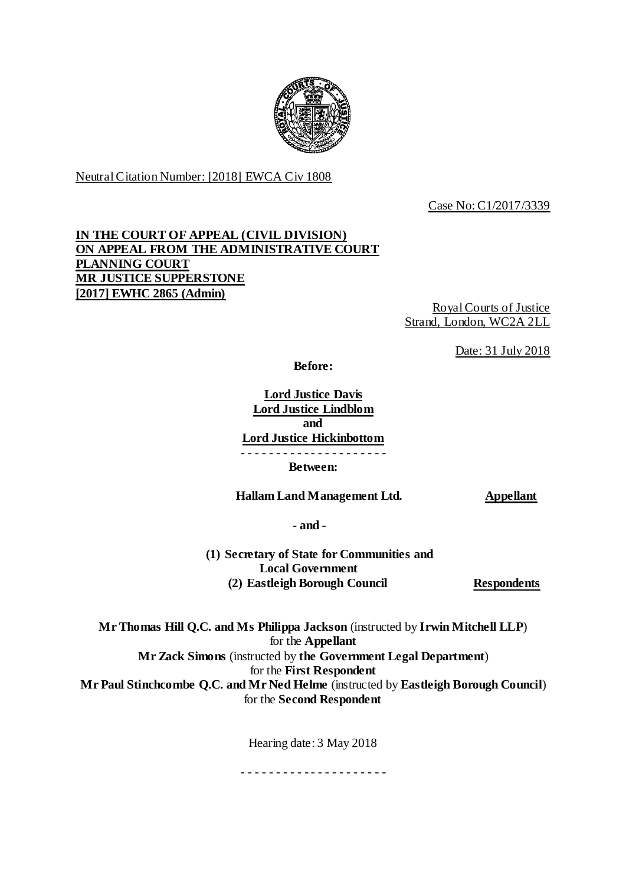Neutral Citation Number: [2018] EWCA Civ 1808

Case No: C1/2017/3339

**IN THE COURT OF APPEAL (CIVIL DIVISION)**
**ON APPEAL FROM THE ADMINISTRATIVE COURT**
**PLANNING COURT**
**MR JUSTICE SUPPERSTONE**
**[2017] EWHC 2865 (Admin)**

Royal Courts of Justice
Strand, London, WC2A 2LL

Date: 31 July 2018

**Before:**

**Lord Justice Davis**
**Lord Justice Lindblom**
**and**
**Lord Justice Hickinbottom**

- - - - - - - - - - - - - - - - - - - - -

**Between:**

**Hallam Land Management Ltd.** — **Appellant**

**- and -**

**(1) Secretary of State for Communities and Local Government**
**(2) Eastleigh Borough Council** — **Respondents**

**Mr Thomas Hill Q.C. and Ms Philippa Jackson** (instructed by **Irwin Mitchell LLP**) for the **Appellant**
**Mr Zack Simons** (instructed by **the Government Legal Department**) for the **First Respondent**
**Mr Paul Stinchcombe Q.C. and Mr Ned Helme** (instructed by **Eastleigh Borough Council**) for the **Second Respondent**

Hearing date: 3 May 2018

- - - - - - - - - - - - - - - - - - - - -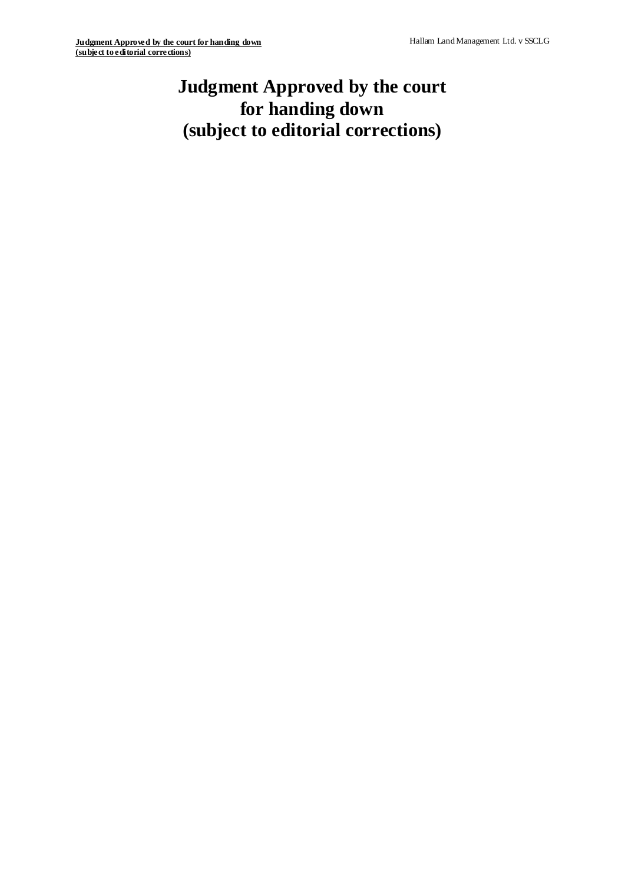# Judgment Approved by the court for handing down (subject to editorial corrections)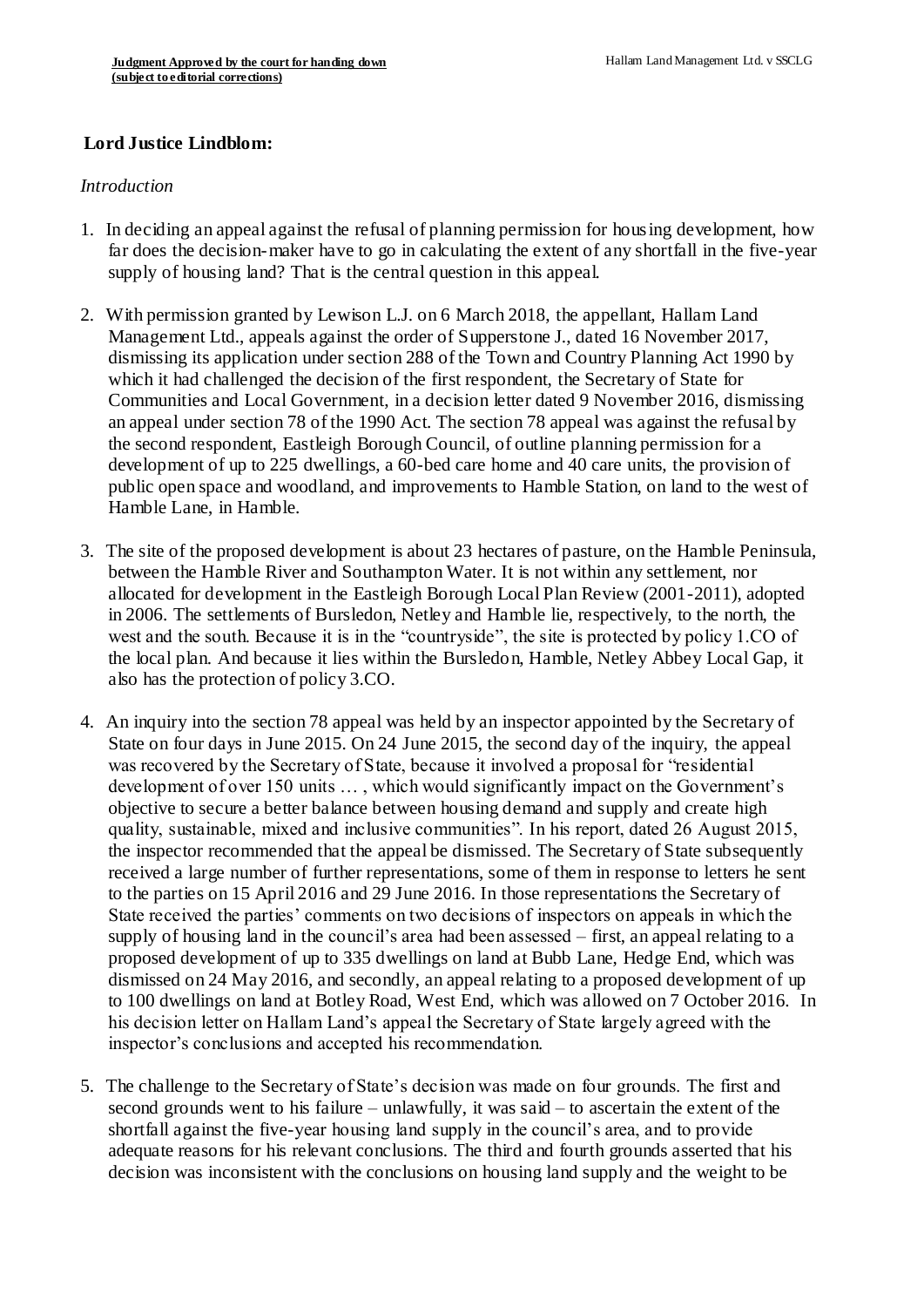## Lord Justice Lindblom:

*Introduction*

1. In deciding an appeal against the refusal of planning permission for housing development, how far does the decision-maker have to go in calculating the extent of any shortfall in the five-year supply of housing land? That is the central question in this appeal.

2. With permission granted by Lewison L.J. on 6 March 2018, the appellant, Hallam Land Management Ltd., appeals against the order of Supperstone J., dated 16 November 2017, dismissing its application under section 288 of the Town and Country Planning Act 1990 by which it had challenged the decision of the first respondent, the Secretary of State for Communities and Local Government, in a decision letter dated 9 November 2016, dismissing an appeal under section 78 of the 1990 Act. The section 78 appeal was against the refusal by the second respondent, Eastleigh Borough Council, of outline planning permission for a development of up to 225 dwellings, a 60-bed care home and 40 care units, the provision of public open space and woodland, and improvements to Hamble Station, on land to the west of Hamble Lane, in Hamble.

3. The site of the proposed development is about 23 hectares of pasture, on the Hamble Peninsula, between the Hamble River and Southampton Water. It is not within any settlement, nor allocated for development in the Eastleigh Borough Local Plan Review (2001-2011), adopted in 2006. The settlements of Bursledon, Netley and Hamble lie, respectively, to the north, the west and the south. Because it is in the "countryside", the site is protected by policy 1.CO of the local plan. And because it lies within the Bursledon, Hamble, Netley Abbey Local Gap, it also has the protection of policy 3.CO.

4. An inquiry into the section 78 appeal was held by an inspector appointed by the Secretary of State on four days in June 2015. On 24 June 2015, the second day of the inquiry, the appeal was recovered by the Secretary of State, because it involved a proposal for "residential development of over 150 units … , which would significantly impact on the Government's objective to secure a better balance between housing demand and supply and create high quality, sustainable, mixed and inclusive communities". In his report, dated 26 August 2015, the inspector recommended that the appeal be dismissed. The Secretary of State subsequently received a large number of further representations, some of them in response to letters he sent to the parties on 15 April 2016 and 29 June 2016. In those representations the Secretary of State received the parties' comments on two decisions of inspectors on appeals in which the supply of housing land in the council's area had been assessed – first, an appeal relating to a proposed development of up to 335 dwellings on land at Bubb Lane, Hedge End, which was dismissed on 24 May 2016, and secondly, an appeal relating to a proposed development of up to 100 dwellings on land at Botley Road, West End, which was allowed on 7 October 2016. In his decision letter on Hallam Land's appeal the Secretary of State largely agreed with the inspector's conclusions and accepted his recommendation.

5. The challenge to the Secretary of State's decision was made on four grounds. The first and second grounds went to his failure – unlawfully, it was said – to ascertain the extent of the shortfall against the five-year housing land supply in the council's area, and to provide adequate reasons for his relevant conclusions. The third and fourth grounds asserted that his decision was inconsistent with the conclusions on housing land supply and the weight to be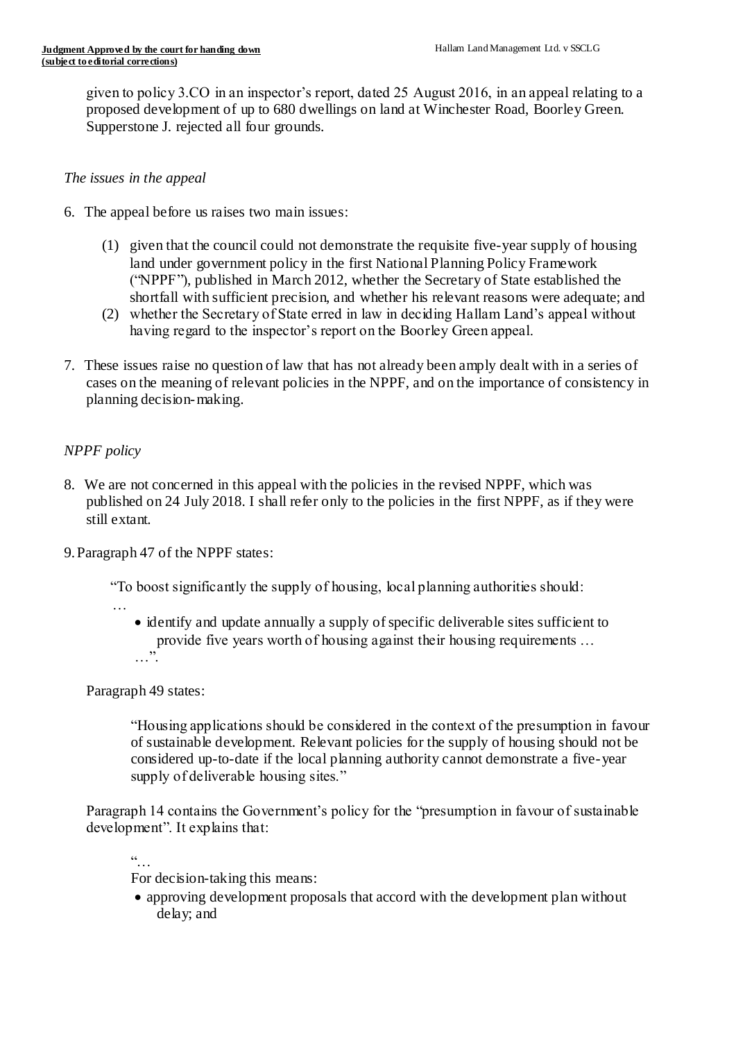given to policy 3.CO in an inspector's report, dated 25 August 2016, in an appeal relating to a proposed development of up to 680 dwellings on land at Winchester Road, Boorley Green. Supperstone J. rejected all four grounds.

*The issues in the appeal*

6. The appeal before us raises two main issues:

   (1) given that the council could not demonstrate the requisite five-year supply of housing land under government policy in the first National Planning Policy Framework ("NPPF"), published in March 2012, whether the Secretary of State established the shortfall with sufficient precision, and whether his relevant reasons were adequate; and

   (2) whether the Secretary of State erred in law in deciding Hallam Land's appeal without having regard to the inspector's report on the Boorley Green appeal.

7. These issues raise no question of law that has not already been amply dealt with in a series of cases on the meaning of relevant policies in the NPPF, and on the importance of consistency in planning decision-making.

*NPPF policy*

8. We are not concerned in this appeal with the policies in the revised NPPF, which was published on 24 July 2018. I shall refer only to the policies in the first NPPF, as if they were still extant.

9. Paragraph 47 of the NPPF states:

   "To boost significantly the supply of housing, local planning authorities should:

   …

   - identify and update annually a supply of specific deliverable sites sufficient to provide five years worth of housing against their housing requirements …

   …".

   Paragraph 49 states:

   "Housing applications should be considered in the context of the presumption in favour of sustainable development. Relevant policies for the supply of housing should not be considered up-to-date if the local planning authority cannot demonstrate a five-year supply of deliverable housing sites."

   Paragraph 14 contains the Government's policy for the "presumption in favour of sustainable development". It explains that:

   "…

   For decision-taking this means:

   - approving development proposals that accord with the development plan without delay; and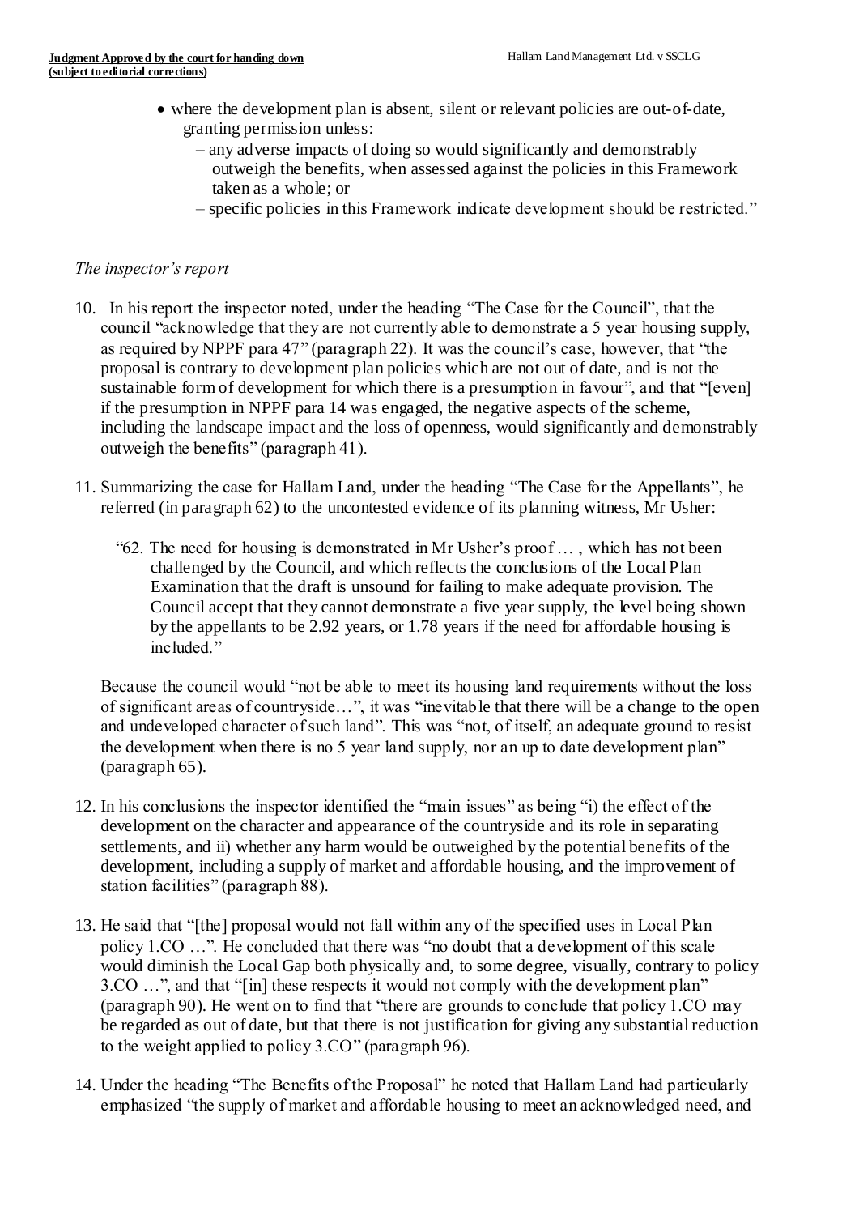- where the development plan is absent, silent or relevant policies are out-of-date, granting permission unless:
  - – any adverse impacts of doing so would significantly and demonstrably outweigh the benefits, when assessed against the policies in this Framework taken as a whole; or
  - – specific policies in this Framework indicate development should be restricted."

*The inspector's report*

10. In his report the inspector noted, under the heading "The Case for the Council", that the council "acknowledge that they are not currently able to demonstrate a 5 year housing supply, as required by NPPF para 47" (paragraph 22). It was the council's case, however, that "the proposal is contrary to development plan policies which are not out of date, and is not the sustainable form of development for which there is a presumption in favour", and that "[even] if the presumption in NPPF para 14 was engaged, the negative aspects of the scheme, including the landscape impact and the loss of openness, would significantly and demonstrably outweigh the benefits" (paragraph 41).

11. Summarizing the case for Hallam Land, under the heading "The Case for the Appellants", he referred (in paragraph 62) to the uncontested evidence of its planning witness, Mr Usher:

    "62. The need for housing is demonstrated in Mr Usher's proof … , which has not been challenged by the Council, and which reflects the conclusions of the Local Plan Examination that the draft is unsound for failing to make adequate provision. The Council accept that they cannot demonstrate a five year supply, the level being shown by the appellants to be 2.92 years, or 1.78 years if the need for affordable housing is included."

    Because the council would "not be able to meet its housing land requirements without the loss of significant areas of countryside…", it was "inevitable that there will be a change to the open and undeveloped character of such land". This was "not, of itself, an adequate ground to resist the development when there is no 5 year land supply, nor an up to date development plan" (paragraph 65).

12. In his conclusions the inspector identified the "main issues" as being "i) the effect of the development on the character and appearance of the countryside and its role in separating settlements, and ii) whether any harm would be outweighed by the potential benefits of the development, including a supply of market and affordable housing, and the improvement of station facilities" (paragraph 88).

13. He said that "[the] proposal would not fall within any of the specified uses in Local Plan policy 1.CO …". He concluded that there was "no doubt that a development of this scale would diminish the Local Gap both physically and, to some degree, visually, contrary to policy 3.CO …", and that "[in] these respects it would not comply with the development plan" (paragraph 90). He went on to find that "there are grounds to conclude that policy 1.CO may be regarded as out of date, but that there is not justification for giving any substantial reduction to the weight applied to policy 3.CO" (paragraph 96).

14. Under the heading "The Benefits of the Proposal" he noted that Hallam Land had particularly emphasized "the supply of market and affordable housing to meet an acknowledged need, and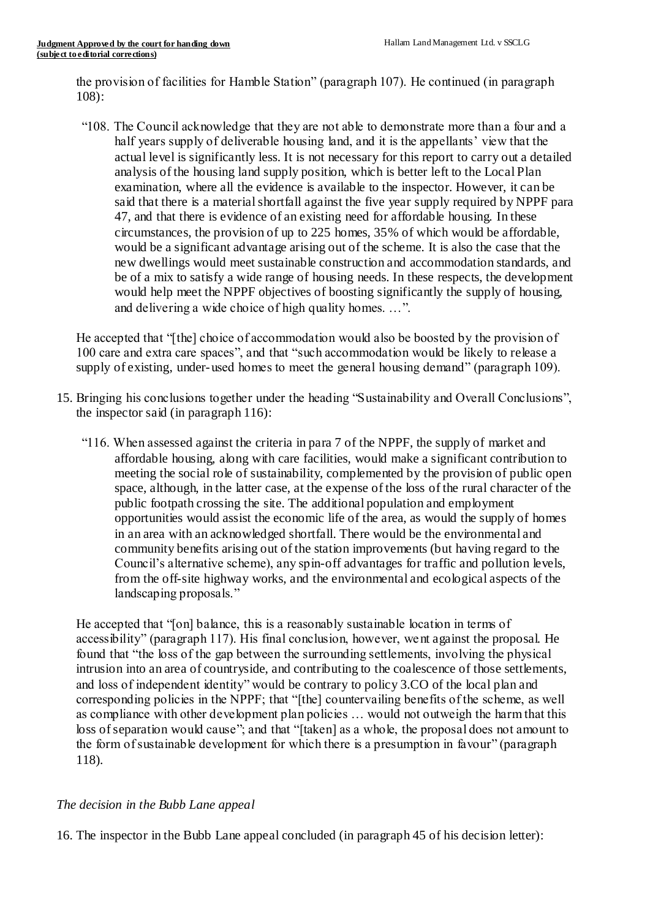the provision of facilities for Hamble Station" (paragraph 107). He continued (in paragraph 108):

> "108. The Council acknowledge that they are not able to demonstrate more than a four and a half years supply of deliverable housing land, and it is the appellants' view that the actual level is significantly less. It is not necessary for this report to carry out a detailed analysis of the housing land supply position, which is better left to the Local Plan examination, where all the evidence is available to the inspector. However, it can be said that there is a material shortfall against the five year supply required by NPPF para 47, and that there is evidence of an existing need for affordable housing. In these circumstances, the provision of up to 225 homes, 35% of which would be affordable, would be a significant advantage arising out of the scheme. It is also the case that the new dwellings would meet sustainable construction and accommodation standards, and be of a mix to satisfy a wide range of housing needs. In these respects, the development would help meet the NPPF objectives of boosting significantly the supply of housing, and delivering a wide choice of high quality homes. …".

He accepted that "[the] choice of accommodation would also be boosted by the provision of 100 care and extra care spaces", and that "such accommodation would be likely to release a supply of existing, under-used homes to meet the general housing demand" (paragraph 109).

15. Bringing his conclusions together under the heading "Sustainability and Overall Conclusions", the inspector said (in paragraph 116):

> "116. When assessed against the criteria in para 7 of the NPPF, the supply of market and affordable housing, along with care facilities, would make a significant contribution to meeting the social role of sustainability, complemented by the provision of public open space, although, in the latter case, at the expense of the loss of the rural character of the public footpath crossing the site. The additional population and employment opportunities would assist the economic life of the area, as would the supply of homes in an area with an acknowledged shortfall. There would be the environmental and community benefits arising out of the station improvements (but having regard to the Council's alternative scheme), any spin-off advantages for traffic and pollution levels, from the off-site highway works, and the environmental and ecological aspects of the landscaping proposals."

He accepted that "[on] balance, this is a reasonably sustainable location in terms of accessibility" (paragraph 117). His final conclusion, however, went against the proposal. He found that "the loss of the gap between the surrounding settlements, involving the physical intrusion into an area of countryside, and contributing to the coalescence of those settlements, and loss of independent identity" would be contrary to policy 3.CO of the local plan and corresponding policies in the NPPF; that "[the] countervailing benefits of the scheme, as well as compliance with other development plan policies … would not outweigh the harm that this loss of separation would cause"; and that "[taken] as a whole, the proposal does not amount to the form of sustainable development for which there is a presumption in favour" (paragraph 118).

### *The decision in the Bubb Lane appeal*

16. The inspector in the Bubb Lane appeal concluded (in paragraph 45 of his decision letter):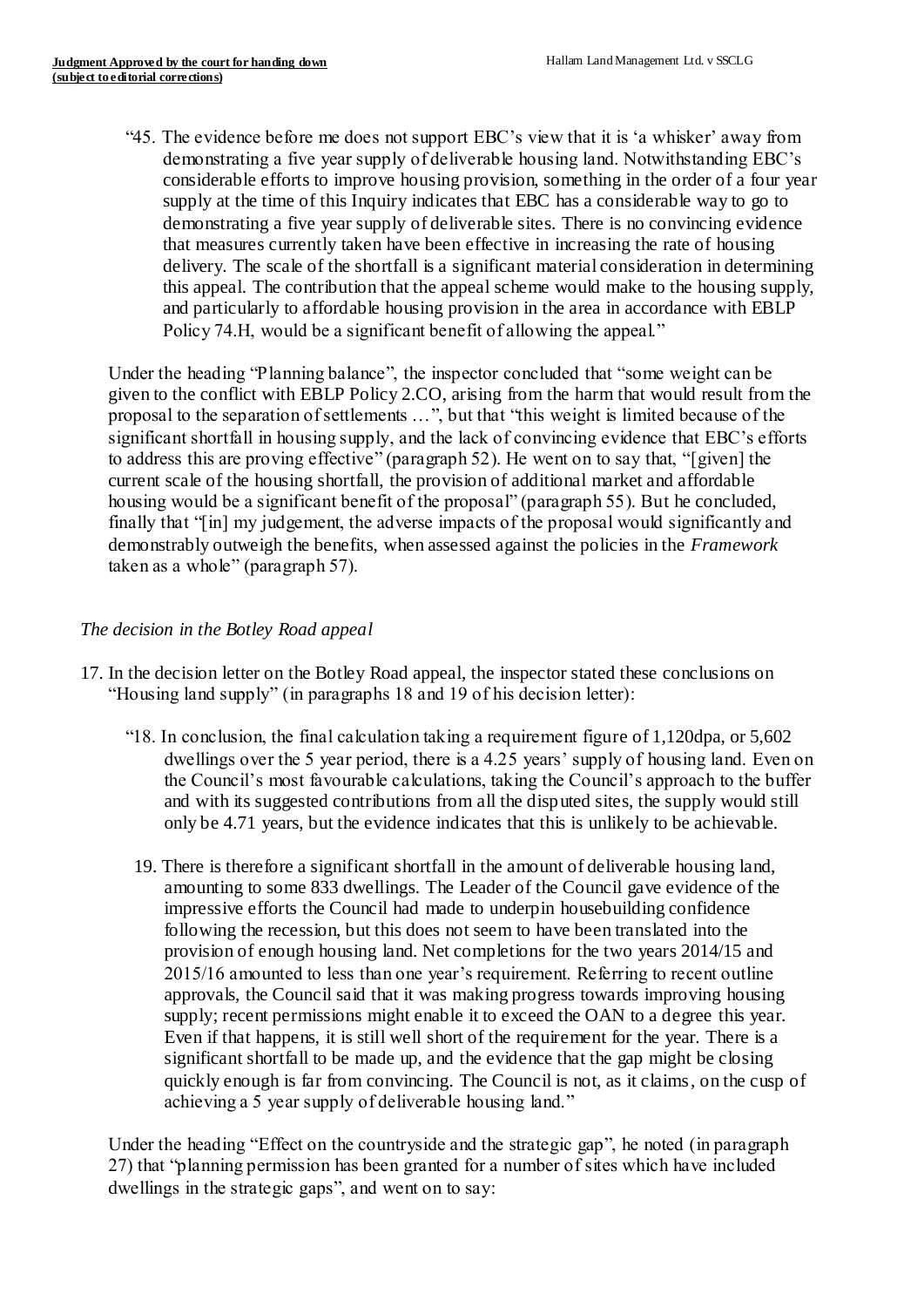> "45. The evidence before me does not support EBC's view that it is 'a whisker' away from demonstrating a five year supply of deliverable housing land. Notwithstanding EBC's considerable efforts to improve housing provision, something in the order of a four year supply at the time of this Inquiry indicates that EBC has a considerable way to go to demonstrating a five year supply of deliverable sites. There is no convincing evidence that measures currently taken have been effective in increasing the rate of housing delivery. The scale of the shortfall is a significant material consideration in determining this appeal. The contribution that the appeal scheme would make to the housing supply, and particularly to affordable housing provision in the area in accordance with EBLP Policy 74.H, would be a significant benefit of allowing the appeal."

Under the heading "Planning balance", the inspector concluded that "some weight can be given to the conflict with EBLP Policy 2.CO, arising from the harm that would result from the proposal to the separation of settlements …", but that "this weight is limited because of the significant shortfall in housing supply, and the lack of convincing evidence that EBC's efforts to address this are proving effective" (paragraph 52). He went on to say that, "[given] the current scale of the housing shortfall, the provision of additional market and affordable housing would be a significant benefit of the proposal" (paragraph 55). But he concluded, finally that "[in] my judgement, the adverse impacts of the proposal would significantly and demonstrably outweigh the benefits, when assessed against the policies in the *Framework* taken as a whole" (paragraph 57).

### *The decision in the Botley Road appeal*

17. In the decision letter on the Botley Road appeal, the inspector stated these conclusions on "Housing land supply" (in paragraphs 18 and 19 of his decision letter):

> "18. In conclusion, the final calculation taking a requirement figure of 1,120dpa, or 5,602 dwellings over the 5 year period, there is a 4.25 years' supply of housing land. Even on the Council's most favourable calculations, taking the Council's approach to the buffer and with its suggested contributions from all the disputed sites, the supply would still only be 4.71 years, but the evidence indicates that this is unlikely to be achievable.
>
> 19. There is therefore a significant shortfall in the amount of deliverable housing land, amounting to some 833 dwellings. The Leader of the Council gave evidence of the impressive efforts the Council had made to underpin housebuilding confidence following the recession, but this does not seem to have been translated into the provision of enough housing land. Net completions for the two years 2014/15 and 2015/16 amounted to less than one year's requirement. Referring to recent outline approvals, the Council said that it was making progress towards improving housing supply; recent permissions might enable it to exceed the OAN to a degree this year. Even if that happens, it is still well short of the requirement for the year. There is a significant shortfall to be made up, and the evidence that the gap might be closing quickly enough is far from convincing. The Council is not, as it claims, on the cusp of achieving a 5 year supply of deliverable housing land."

Under the heading "Effect on the countryside and the strategic gap", he noted (in paragraph 27) that "planning permission has been granted for a number of sites which have included dwellings in the strategic gaps", and went on to say: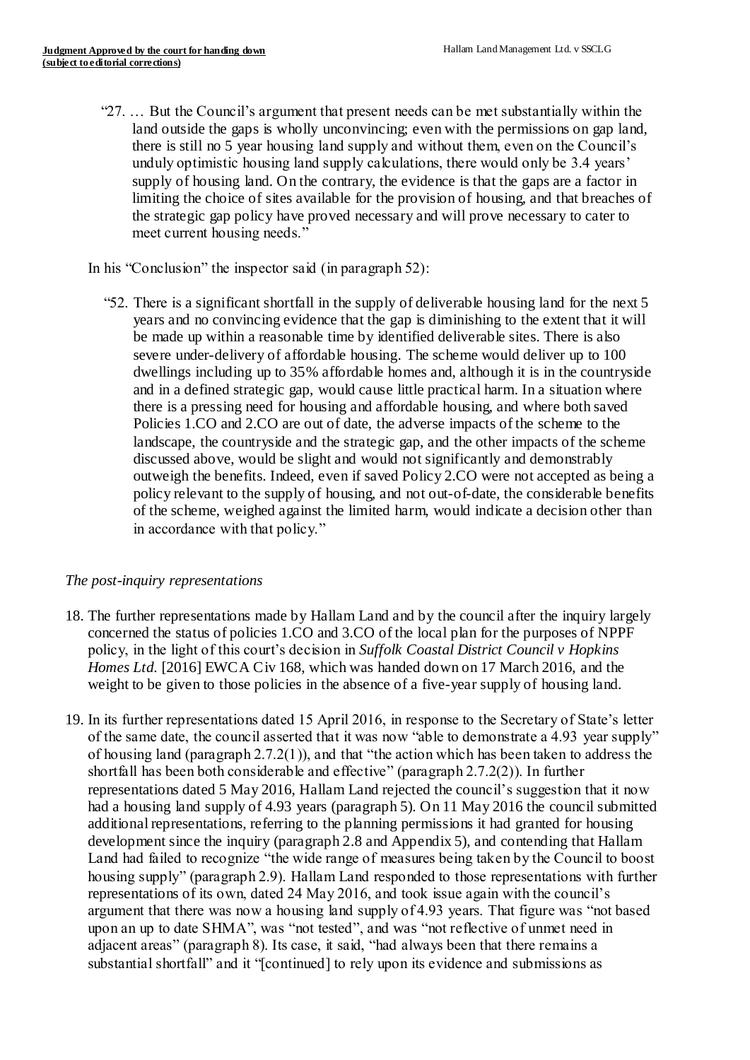> "27. … But the Council's argument that present needs can be met substantially within the land outside the gaps is wholly unconvincing; even with the permissions on gap land, there is still no 5 year housing land supply and without them, even on the Council's unduly optimistic housing land supply calculations, there would only be 3.4 years' supply of housing land. On the contrary, the evidence is that the gaps are a factor in limiting the choice of sites available for the provision of housing, and that breaches of the strategic gap policy have proved necessary and will prove necessary to cater to meet current housing needs."

In his "Conclusion" the inspector said (in paragraph 52):

> "52. There is a significant shortfall in the supply of deliverable housing land for the next 5 years and no convincing evidence that the gap is diminishing to the extent that it will be made up within a reasonable time by identified deliverable sites. There is also severe under-delivery of affordable housing. The scheme would deliver up to 100 dwellings including up to 35% affordable homes and, although it is in the countryside and in a defined strategic gap, would cause little practical harm. In a situation where there is a pressing need for housing and affordable housing, and where both saved Policies 1.CO and 2.CO are out of date, the adverse impacts of the scheme to the landscape, the countryside and the strategic gap, and the other impacts of the scheme discussed above, would be slight and would not significantly and demonstrably outweigh the benefits. Indeed, even if saved Policy 2.CO were not accepted as being a policy relevant to the supply of housing, and not out-of-date, the considerable benefits of the scheme, weighed against the limited harm, would indicate a decision other than in accordance with that policy."

*The post-inquiry representations*

18. The further representations made by Hallam Land and by the council after the inquiry largely concerned the status of policies 1.CO and 3.CO of the local plan for the purposes of NPPF policy, in the light of this court's decision in *Suffolk Coastal District Council v Hopkins Homes Ltd.* [2016] EWCA Civ 168, which was handed down on 17 March 2016, and the weight to be given to those policies in the absence of a five-year supply of housing land.

19. In its further representations dated 15 April 2016, in response to the Secretary of State's letter of the same date, the council asserted that it was now "able to demonstrate a 4.93 year supply" of housing land (paragraph 2.7.2(1)), and that "the action which has been taken to address the shortfall has been both considerable and effective" (paragraph 2.7.2(2)). In further representations dated 5 May 2016, Hallam Land rejected the council's suggestion that it now had a housing land supply of 4.93 years (paragraph 5). On 11 May 2016 the council submitted additional representations, referring to the planning permissions it had granted for housing development since the inquiry (paragraph 2.8 and Appendix 5), and contending that Hallam Land had failed to recognize "the wide range of measures being taken by the Council to boost housing supply" (paragraph 2.9). Hallam Land responded to those representations with further representations of its own, dated 24 May 2016, and took issue again with the council's argument that there was now a housing land supply of 4.93 years. That figure was "not based upon an up to date SHMA", was "not tested", and was "not reflective of unmet need in adjacent areas" (paragraph 8). Its case, it said, "had always been that there remains a substantial shortfall" and it "[continued] to rely upon its evidence and submissions as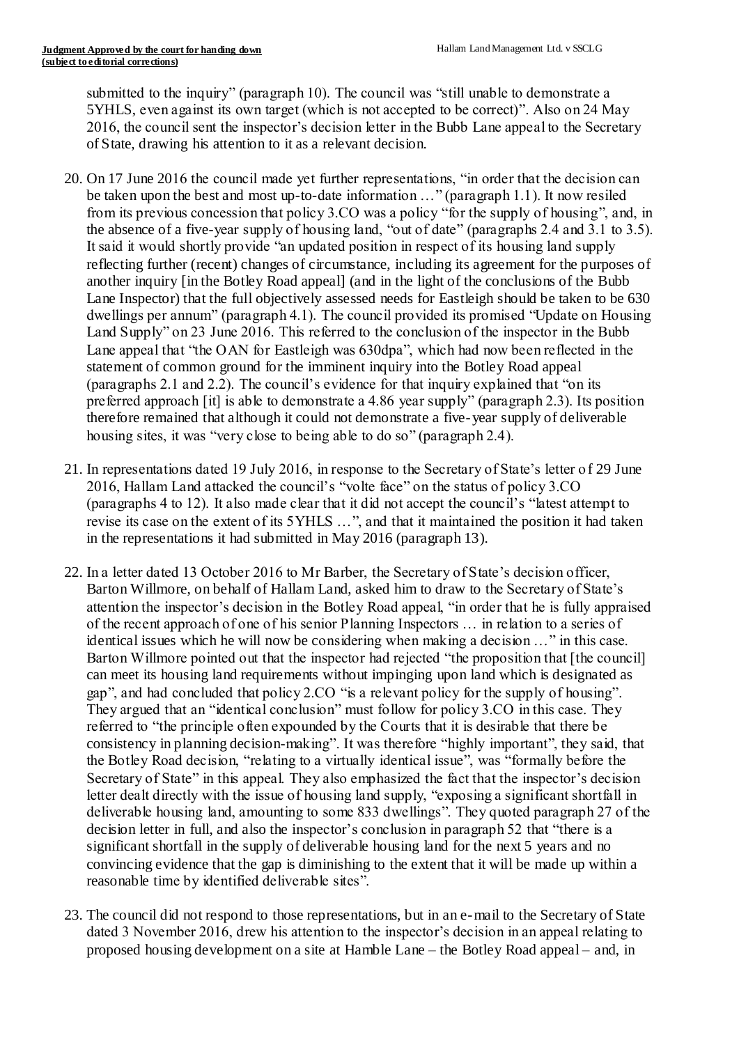submitted to the inquiry" (paragraph 10). The council was "still unable to demonstrate a 5YHLS, even against its own target (which is not accepted to be correct)". Also on 24 May 2016, the council sent the inspector's decision letter in the Bubb Lane appeal to the Secretary of State, drawing his attention to it as a relevant decision.

20. On 17 June 2016 the council made yet further representations, "in order that the decision can be taken upon the best and most up-to-date information …" (paragraph 1.1). It now resiled from its previous concession that policy 3.CO was a policy "for the supply of housing", and, in the absence of a five-year supply of housing land, "out of date" (paragraphs 2.4 and 3.1 to 3.5). It said it would shortly provide "an updated position in respect of its housing land supply reflecting further (recent) changes of circumstance, including its agreement for the purposes of another inquiry [in the Botley Road appeal] (and in the light of the conclusions of the Bubb Lane Inspector) that the full objectively assessed needs for Eastleigh should be taken to be 630 dwellings per annum" (paragraph 4.1). The council provided its promised "Update on Housing Land Supply" on 23 June 2016. This referred to the conclusion of the inspector in the Bubb Lane appeal that "the OAN for Eastleigh was 630dpa", which had now been reflected in the statement of common ground for the imminent inquiry into the Botley Road appeal (paragraphs 2.1 and 2.2). The council's evidence for that inquiry explained that "on its preferred approach [it] is able to demonstrate a 4.86 year supply" (paragraph 2.3). Its position therefore remained that although it could not demonstrate a five-year supply of deliverable housing sites, it was "very close to being able to do so" (paragraph 2.4).

21. In representations dated 19 July 2016, in response to the Secretary of State's letter of 29 June 2016, Hallam Land attacked the council's "volte face" on the status of policy 3.CO (paragraphs 4 to 12). It also made clear that it did not accept the council's "latest attempt to revise its case on the extent of its 5YHLS …", and that it maintained the position it had taken in the representations it had submitted in May 2016 (paragraph 13).

22. In a letter dated 13 October 2016 to Mr Barber, the Secretary of State's decision officer, Barton Willmore, on behalf of Hallam Land, asked him to draw to the Secretary of State's attention the inspector's decision in the Botley Road appeal, "in order that he is fully appraised of the recent approach of one of his senior Planning Inspectors … in relation to a series of identical issues which he will now be considering when making a decision …" in this case. Barton Willmore pointed out that the inspector had rejected "the proposition that [the council] can meet its housing land requirements without impinging upon land which is designated as gap", and had concluded that policy 2.CO "is a relevant policy for the supply of housing". They argued that an "identical conclusion" must follow for policy 3.CO in this case. They referred to "the principle often expounded by the Courts that it is desirable that there be consistency in planning decision-making". It was therefore "highly important", they said, that the Botley Road decision, "relating to a virtually identical issue", was "formally before the Secretary of State" in this appeal. They also emphasized the fact that the inspector's decision letter dealt directly with the issue of housing land supply, "exposing a significant shortfall in deliverable housing land, amounting to some 833 dwellings". They quoted paragraph 27 of the decision letter in full, and also the inspector's conclusion in paragraph 52 that "there is a significant shortfall in the supply of deliverable housing land for the next 5 years and no convincing evidence that the gap is diminishing to the extent that it will be made up within a reasonable time by identified deliverable sites".

23. The council did not respond to those representations, but in an e-mail to the Secretary of State dated 3 November 2016, drew his attention to the inspector's decision in an appeal relating to proposed housing development on a site at Hamble Lane – the Botley Road appeal – and, in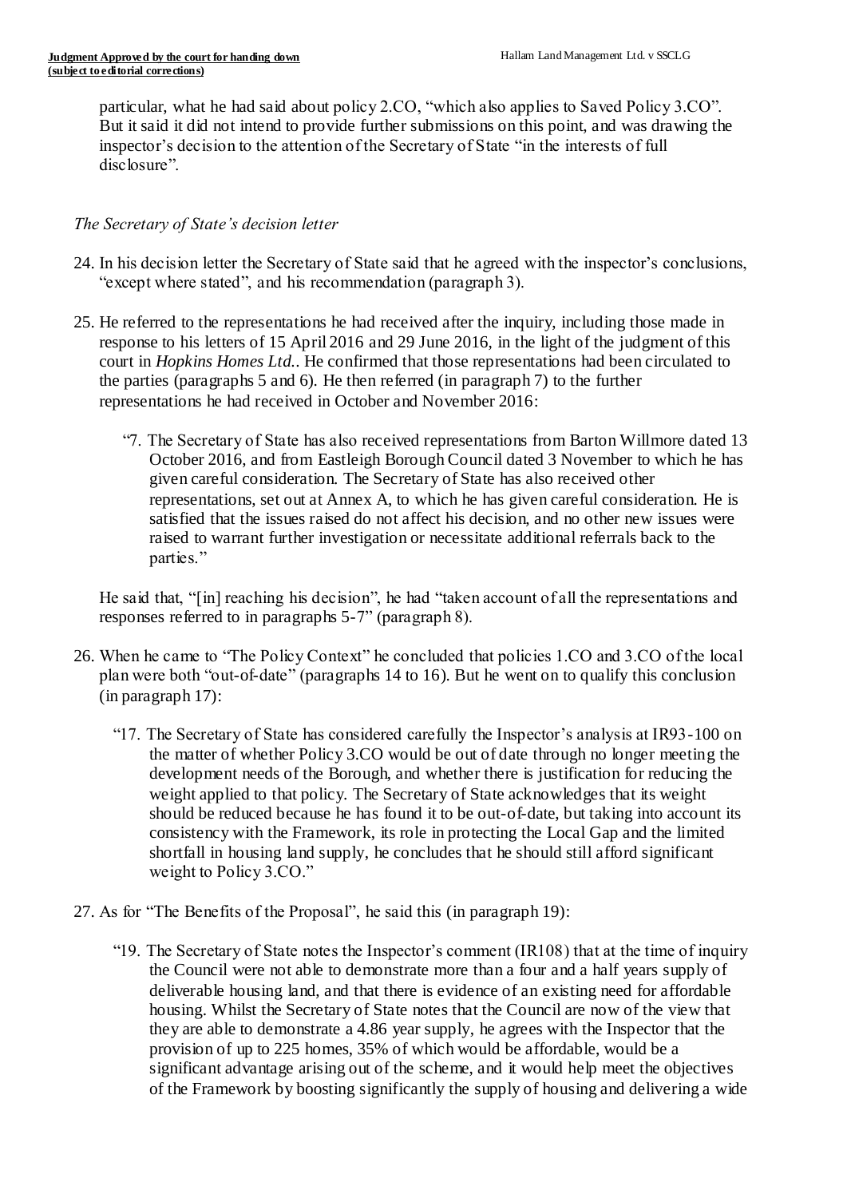particular, what he had said about policy 2.CO, "which also applies to Saved Policy 3.CO". But it said it did not intend to provide further submissions on this point, and was drawing the inspector's decision to the attention of the Secretary of State "in the interests of full disclosure".

*The Secretary of State's decision letter*

24. In his decision letter the Secretary of State said that he agreed with the inspector's conclusions, "except where stated", and his recommendation (paragraph 3).

25. He referred to the representations he had received after the inquiry, including those made in response to his letters of 15 April 2016 and 29 June 2016, in the light of the judgment of this court in *Hopkins Homes Ltd.*. He confirmed that those representations had been circulated to the parties (paragraphs 5 and 6). He then referred (in paragraph 7) to the further representations he had received in October and November 2016:

   "7. The Secretary of State has also received representations from Barton Willmore dated 13 October 2016, and from Eastleigh Borough Council dated 3 November to which he has given careful consideration. The Secretary of State has also received other representations, set out at Annex A, to which he has given careful consideration. He is satisfied that the issues raised do not affect his decision, and no other new issues were raised to warrant further investigation or necessitate additional referrals back to the parties."

   He said that, "[in] reaching his decision", he had "taken account of all the representations and responses referred to in paragraphs 5-7" (paragraph 8).

26. When he came to "The Policy Context" he concluded that policies 1.CO and 3.CO of the local plan were both "out-of-date" (paragraphs 14 to 16). But he went on to qualify this conclusion (in paragraph 17):

   "17. The Secretary of State has considered carefully the Inspector's analysis at IR93-100 on the matter of whether Policy 3.CO would be out of date through no longer meeting the development needs of the Borough, and whether there is justification for reducing the weight applied to that policy. The Secretary of State acknowledges that its weight should be reduced because he has found it to be out-of-date, but taking into account its consistency with the Framework, its role in protecting the Local Gap and the limited shortfall in housing land supply, he concludes that he should still afford significant weight to Policy 3.CO."

27. As for "The Benefits of the Proposal", he said this (in paragraph 19):

   "19. The Secretary of State notes the Inspector's comment (IR108) that at the time of inquiry the Council were not able to demonstrate more than a four and a half years supply of deliverable housing land, and that there is evidence of an existing need for affordable housing. Whilst the Secretary of State notes that the Council are now of the view that they are able to demonstrate a 4.86 year supply, he agrees with the Inspector that the provision of up to 225 homes, 35% of which would be affordable, would be a significant advantage arising out of the scheme, and it would help meet the objectives of the Framework by boosting significantly the supply of housing and delivering a wide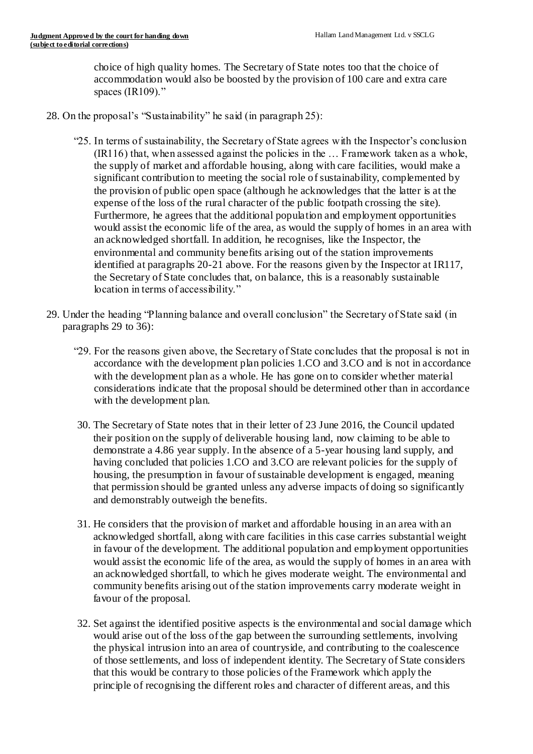choice of high quality homes. The Secretary of State notes too that the choice of accommodation would also be boosted by the provision of 100 care and extra care spaces (IR109)."

28. On the proposal's "Sustainability" he said (in paragraph 25):

> "25. In terms of sustainability, the Secretary of State agrees with the Inspector's conclusion (IR116) that, when assessed against the policies in the … Framework taken as a whole, the supply of market and affordable housing, along with care facilities, would make a significant contribution to meeting the social role of sustainability, complemented by the provision of public open space (although he acknowledges that the latter is at the expense of the loss of the rural character of the public footpath crossing the site). Furthermore, he agrees that the additional population and employment opportunities would assist the economic life of the area, as would the supply of homes in an area with an acknowledged shortfall. In addition, he recognises, like the Inspector, the environmental and community benefits arising out of the station improvements identified at paragraphs 20-21 above. For the reasons given by the Inspector at IR117, the Secretary of State concludes that, on balance, this is a reasonably sustainable location in terms of accessibility."

29. Under the heading "Planning balance and overall conclusion" the Secretary of State said (in paragraphs 29 to 36):

> "29. For the reasons given above, the Secretary of State concludes that the proposal is not in accordance with the development plan policies 1.CO and 3.CO and is not in accordance with the development plan as a whole. He has gone on to consider whether material considerations indicate that the proposal should be determined other than in accordance with the development plan.
>
> 30. The Secretary of State notes that in their letter of 23 June 2016, the Council updated their position on the supply of deliverable housing land, now claiming to be able to demonstrate a 4.86 year supply. In the absence of a 5-year housing land supply, and having concluded that policies 1.CO and 3.CO are relevant policies for the supply of housing, the presumption in favour of sustainable development is engaged, meaning that permission should be granted unless any adverse impacts of doing so significantly and demonstrably outweigh the benefits.
>
> 31. He considers that the provision of market and affordable housing in an area with an acknowledged shortfall, along with care facilities in this case carries substantial weight in favour of the development. The additional population and employment opportunities would assist the economic life of the area, as would the supply of homes in an area with an acknowledged shortfall, to which he gives moderate weight. The environmental and community benefits arising out of the station improvements carry moderate weight in favour of the proposal.
>
> 32. Set against the identified positive aspects is the environmental and social damage which would arise out of the loss of the gap between the surrounding settlements, involving the physical intrusion into an area of countryside, and contributing to the coalescence of those settlements, and loss of independent identity. The Secretary of State considers that this would be contrary to those policies of the Framework which apply the principle of recognising the different roles and character of different areas, and this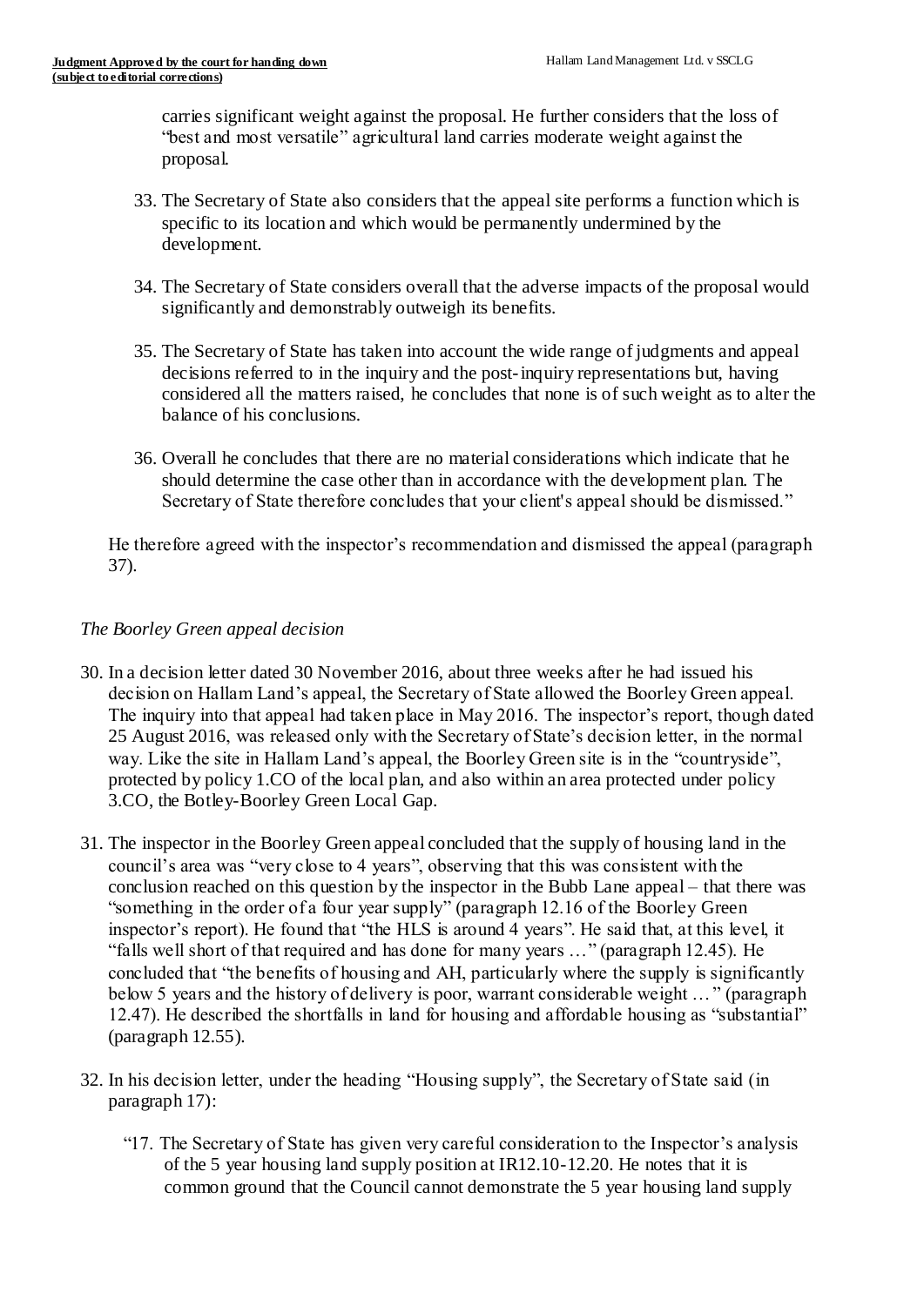carries significant weight against the proposal. He further considers that the loss of "best and most versatile" agricultural land carries moderate weight against the proposal.

33. The Secretary of State also considers that the appeal site performs a function which is specific to its location and which would be permanently undermined by the development.

34. The Secretary of State considers overall that the adverse impacts of the proposal would significantly and demonstrably outweigh its benefits.

35. The Secretary of State has taken into account the wide range of judgments and appeal decisions referred to in the inquiry and the post-inquiry representations but, having considered all the matters raised, he concludes that none is of such weight as to alter the balance of his conclusions.

36. Overall he concludes that there are no material considerations which indicate that he should determine the case other than in accordance with the development plan. The Secretary of State therefore concludes that your client's appeal should be dismissed."

He therefore agreed with the inspector's recommendation and dismissed the appeal (paragraph 37).

*The Boorley Green appeal decision*

30. In a decision letter dated 30 November 2016, about three weeks after he had issued his decision on Hallam Land's appeal, the Secretary of State allowed the Boorley Green appeal. The inquiry into that appeal had taken place in May 2016. The inspector's report, though dated 25 August 2016, was released only with the Secretary of State's decision letter, in the normal way. Like the site in Hallam Land's appeal, the Boorley Green site is in the "countryside", protected by policy 1.CO of the local plan, and also within an area protected under policy 3.CO, the Botley-Boorley Green Local Gap.

31. The inspector in the Boorley Green appeal concluded that the supply of housing land in the council's area was "very close to 4 years", observing that this was consistent with the conclusion reached on this question by the inspector in the Bubb Lane appeal – that there was "something in the order of a four year supply" (paragraph 12.16 of the Boorley Green inspector's report). He found that "the HLS is around 4 years". He said that, at this level, it "falls well short of that required and has done for many years …" (paragraph 12.45). He concluded that "the benefits of housing and AH, particularly where the supply is significantly below 5 years and the history of delivery is poor, warrant considerable weight … " (paragraph 12.47). He described the shortfalls in land for housing and affordable housing as "substantial" (paragraph 12.55).

32. In his decision letter, under the heading "Housing supply", the Secretary of State said (in paragraph 17):

"17. The Secretary of State has given very careful consideration to the Inspector's analysis of the 5 year housing land supply position at IR12.10-12.20. He notes that it is common ground that the Council cannot demonstrate the 5 year housing land supply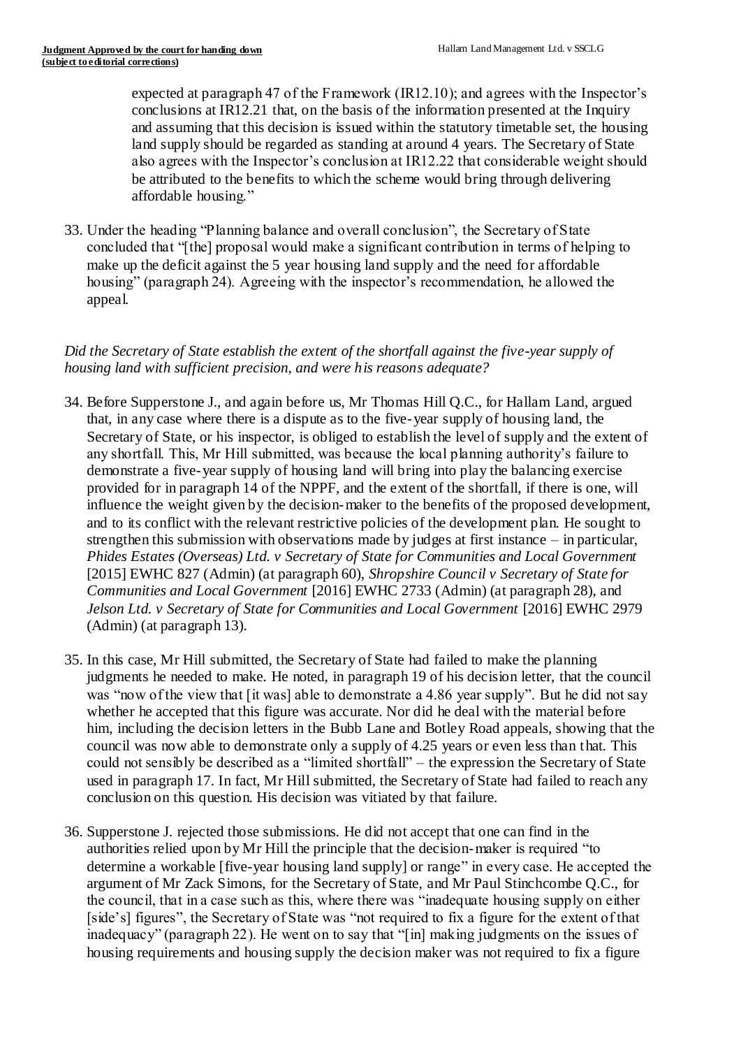expected at paragraph 47 of the Framework (IR12.10); and agrees with the Inspector's conclusions at IR12.21 that, on the basis of the information presented at the Inquiry and assuming that this decision is issued within the statutory timetable set, the housing land supply should be regarded as standing at around 4 years. The Secretary of State also agrees with the Inspector's conclusion at IR12.22 that considerable weight should be attributed to the benefits to which the scheme would bring through delivering affordable housing."

33. Under the heading "Planning balance and overall conclusion", the Secretary of State concluded that "[the] proposal would make a significant contribution in terms of helping to make up the deficit against the 5 year housing land supply and the need for affordable housing" (paragraph 24). Agreeing with the inspector's recommendation, he allowed the appeal.

*Did the Secretary of State establish the extent of the shortfall against the five-year supply of housing land with sufficient precision, and were his reasons adequate?*

34. Before Supperstone J., and again before us, Mr Thomas Hill Q.C., for Hallam Land, argued that, in any case where there is a dispute as to the five-year supply of housing land, the Secretary of State, or his inspector, is obliged to establish the level of supply and the extent of any shortfall. This, Mr Hill submitted, was because the local planning authority's failure to demonstrate a five-year supply of housing land will bring into play the balancing exercise provided for in paragraph 14 of the NPPF, and the extent of the shortfall, if there is one, will influence the weight given by the decision-maker to the benefits of the proposed development, and to its conflict with the relevant restrictive policies of the development plan. He sought to strengthen this submission with observations made by judges at first instance – in particular, *Phides Estates (Overseas) Ltd. v Secretary of State for Communities and Local Government* [2015] EWHC 827 (Admin) (at paragraph 60), *Shropshire Council v Secretary of State for Communities and Local Government* [2016] EWHC 2733 (Admin) (at paragraph 28), and *Jelson Ltd. v Secretary of State for Communities and Local Government* [2016] EWHC 2979 (Admin) (at paragraph 13).

35. In this case, Mr Hill submitted, the Secretary of State had failed to make the planning judgments he needed to make. He noted, in paragraph 19 of his decision letter, that the council was "now of the view that [it was] able to demonstrate a 4.86 year supply". But he did not say whether he accepted that this figure was accurate. Nor did he deal with the material before him, including the decision letters in the Bubb Lane and Botley Road appeals, showing that the council was now able to demonstrate only a supply of 4.25 years or even less than that. This could not sensibly be described as a "limited shortfall" – the expression the Secretary of State used in paragraph 17. In fact, Mr Hill submitted, the Secretary of State had failed to reach any conclusion on this question. His decision was vitiated by that failure.

36. Supperstone J. rejected those submissions. He did not accept that one can find in the authorities relied upon by Mr Hill the principle that the decision-maker is required "to determine a workable [five-year housing land supply] or range" in every case. He accepted the argument of Mr Zack Simons, for the Secretary of State, and Mr Paul Stinchcombe Q.C., for the council, that in a case such as this, where there was "inadequate housing supply on either [side's] figures", the Secretary of State was "not required to fix a figure for the extent of that inadequacy" (paragraph 22). He went on to say that "[in] making judgments on the issues of housing requirements and housing supply the decision maker was not required to fix a figure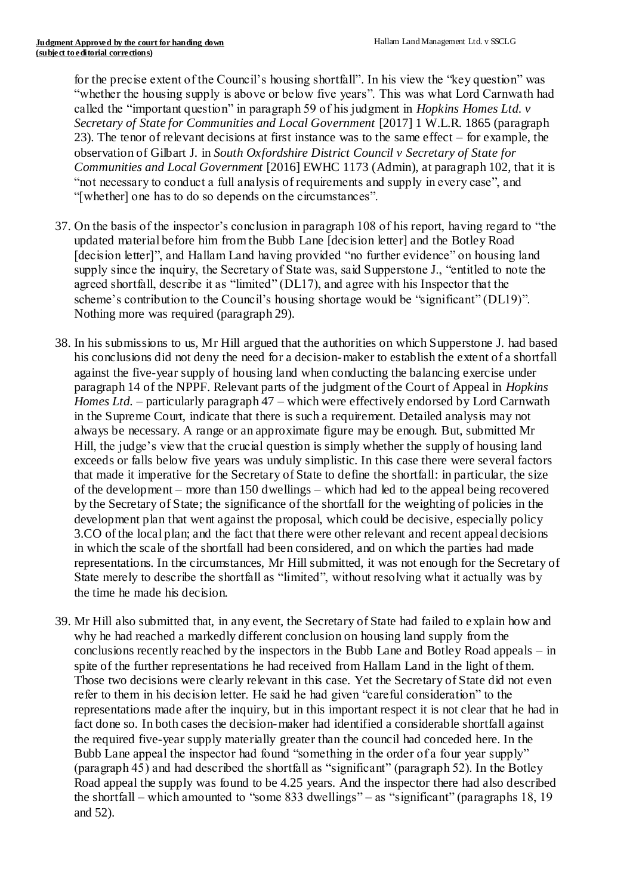for the precise extent of the Council's housing shortfall". In his view the "key question" was "whether the housing supply is above or below five years". This was what Lord Carnwath had called the "important question" in paragraph 59 of his judgment in *Hopkins Homes Ltd. v Secretary of State for Communities and Local Government* [2017] 1 W.L.R. 1865 (paragraph 23). The tenor of relevant decisions at first instance was to the same effect – for example, the observation of Gilbart J. in *South Oxfordshire District Council v Secretary of State for Communities and Local Government* [2016] EWHC 1173 (Admin), at paragraph 102, that it is "not necessary to conduct a full analysis of requirements and supply in every case", and "[whether] one has to do so depends on the circumstances".

37. On the basis of the inspector's conclusion in paragraph 108 of his report, having regard to "the updated material before him from the Bubb Lane [decision letter] and the Botley Road [decision letter]", and Hallam Land having provided "no further evidence" on housing land supply since the inquiry, the Secretary of State was, said Supperstone J., "entitled to note the agreed shortfall, describe it as "limited" (DL17), and agree with his Inspector that the scheme's contribution to the Council's housing shortage would be "significant" (DL19)". Nothing more was required (paragraph 29).

38. In his submissions to us, Mr Hill argued that the authorities on which Supperstone J. had based his conclusions did not deny the need for a decision-maker to establish the extent of a shortfall against the five-year supply of housing land when conducting the balancing exercise under paragraph 14 of the NPPF. Relevant parts of the judgment of the Court of Appeal in *Hopkins Homes Ltd.* – particularly paragraph 47 – which were effectively endorsed by Lord Carnwath in the Supreme Court, indicate that there is such a requirement. Detailed analysis may not always be necessary. A range or an approximate figure may be enough. But, submitted Mr Hill, the judge's view that the crucial question is simply whether the supply of housing land exceeds or falls below five years was unduly simplistic. In this case there were several factors that made it imperative for the Secretary of State to define the shortfall: in particular, the size of the development – more than 150 dwellings – which had led to the appeal being recovered by the Secretary of State; the significance of the shortfall for the weighting of policies in the development plan that went against the proposal, which could be decisive, especially policy 3.CO of the local plan; and the fact that there were other relevant and recent appeal decisions in which the scale of the shortfall had been considered, and on which the parties had made representations. In the circumstances, Mr Hill submitted, it was not enough for the Secretary of State merely to describe the shortfall as "limited", without resolving what it actually was by the time he made his decision.

39. Mr Hill also submitted that, in any event, the Secretary of State had failed to explain how and why he had reached a markedly different conclusion on housing land supply from the conclusions recently reached by the inspectors in the Bubb Lane and Botley Road appeals – in spite of the further representations he had received from Hallam Land in the light of them. Those two decisions were clearly relevant in this case. Yet the Secretary of State did not even refer to them in his decision letter. He said he had given "careful consideration" to the representations made after the inquiry, but in this important respect it is not clear that he had in fact done so. In both cases the decision-maker had identified a considerable shortfall against the required five-year supply materially greater than the council had conceded here. In the Bubb Lane appeal the inspector had found "something in the order of a four year supply" (paragraph 45) and had described the shortfall as "significant" (paragraph 52). In the Botley Road appeal the supply was found to be 4.25 years. And the inspector there had also described the shortfall – which amounted to "some 833 dwellings" – as "significant" (paragraphs 18, 19 and 52).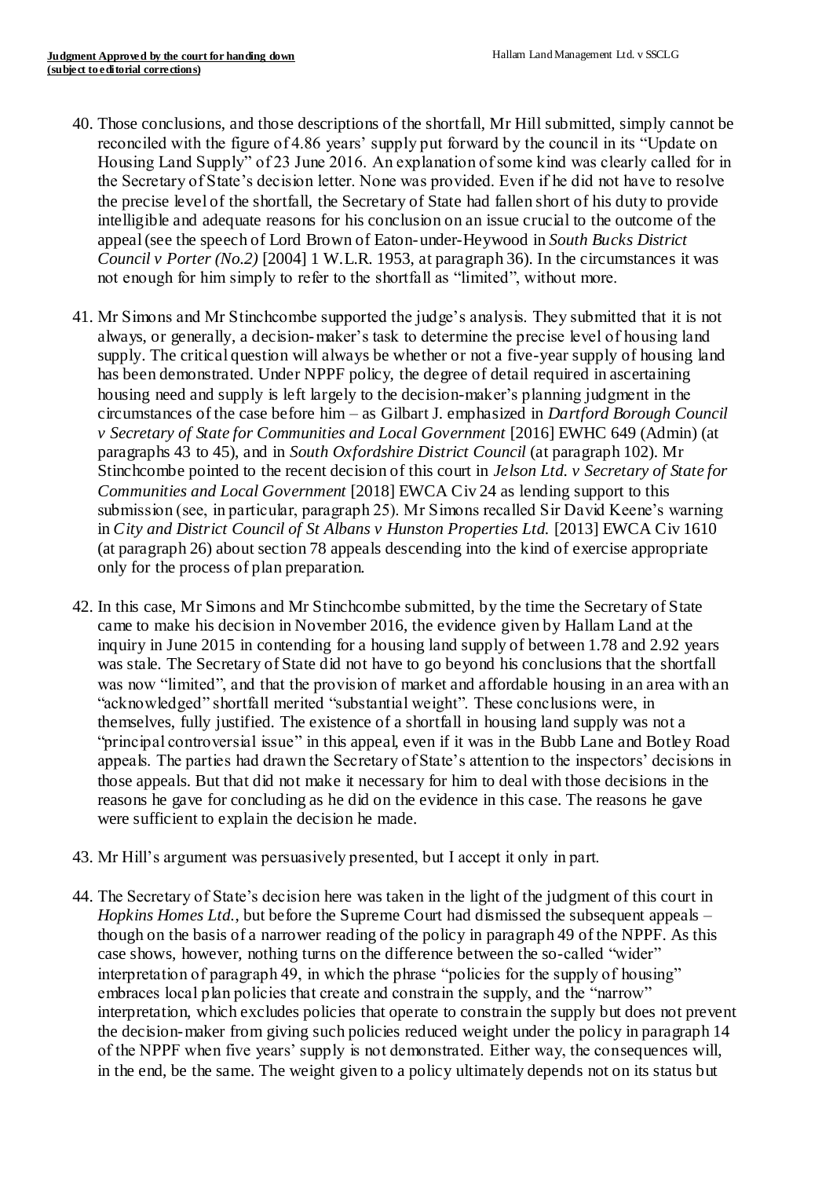40. Those conclusions, and those descriptions of the shortfall, Mr Hill submitted, simply cannot be reconciled with the figure of 4.86 years' supply put forward by the council in its "Update on Housing Land Supply" of 23 June 2016. An explanation of some kind was clearly called for in the Secretary of State's decision letter. None was provided. Even if he did not have to resolve the precise level of the shortfall, the Secretary of State had fallen short of his duty to provide intelligible and adequate reasons for his conclusion on an issue crucial to the outcome of the appeal (see the speech of Lord Brown of Eaton-under-Heywood in *South Bucks District Council v Porter (No.2)* [2004] 1 W.L.R. 1953, at paragraph 36). In the circumstances it was not enough for him simply to refer to the shortfall as "limited", without more.

41. Mr Simons and Mr Stinchcombe supported the judge's analysis. They submitted that it is not always, or generally, a decision-maker's task to determine the precise level of housing land supply. The critical question will always be whether or not a five-year supply of housing land has been demonstrated. Under NPPF policy, the degree of detail required in ascertaining housing need and supply is left largely to the decision-maker's planning judgment in the circumstances of the case before him – as Gilbart J. emphasized in *Dartford Borough Council v Secretary of State for Communities and Local Government* [2016] EWHC 649 (Admin) (at paragraphs 43 to 45), and in *South Oxfordshire District Council* (at paragraph 102). Mr Stinchcombe pointed to the recent decision of this court in *Jelson Ltd. v Secretary of State for Communities and Local Government* [2018] EWCA Civ 24 as lending support to this submission (see, in particular, paragraph 25). Mr Simons recalled Sir David Keene's warning in *City and District Council of St Albans v Hunston Properties Ltd.* [2013] EWCA Civ 1610 (at paragraph 26) about section 78 appeals descending into the kind of exercise appropriate only for the process of plan preparation.

42. In this case, Mr Simons and Mr Stinchcombe submitted, by the time the Secretary of State came to make his decision in November 2016, the evidence given by Hallam Land at the inquiry in June 2015 in contending for a housing land supply of between 1.78 and 2.92 years was stale. The Secretary of State did not have to go beyond his conclusions that the shortfall was now "limited", and that the provision of market and affordable housing in an area with an "acknowledged" shortfall merited "substantial weight". These conclusions were, in themselves, fully justified. The existence of a shortfall in housing land supply was not a "principal controversial issue" in this appeal, even if it was in the Bubb Lane and Botley Road appeals. The parties had drawn the Secretary of State's attention to the inspectors' decisions in those appeals. But that did not make it necessary for him to deal with those decisions in the reasons he gave for concluding as he did on the evidence in this case. The reasons he gave were sufficient to explain the decision he made.

43. Mr Hill's argument was persuasively presented, but I accept it only in part.

44. The Secretary of State's decision here was taken in the light of the judgment of this court in *Hopkins Homes Ltd.*, but before the Supreme Court had dismissed the subsequent appeals – though on the basis of a narrower reading of the policy in paragraph 49 of the NPPF. As this case shows, however, nothing turns on the difference between the so-called "wider" interpretation of paragraph 49, in which the phrase "policies for the supply of housing" embraces local plan policies that create and constrain the supply, and the "narrow" interpretation, which excludes policies that operate to constrain the supply but does not prevent the decision-maker from giving such policies reduced weight under the policy in paragraph 14 of the NPPF when five years' supply is not demonstrated. Either way, the consequences will, in the end, be the same. The weight given to a policy ultimately depends not on its status but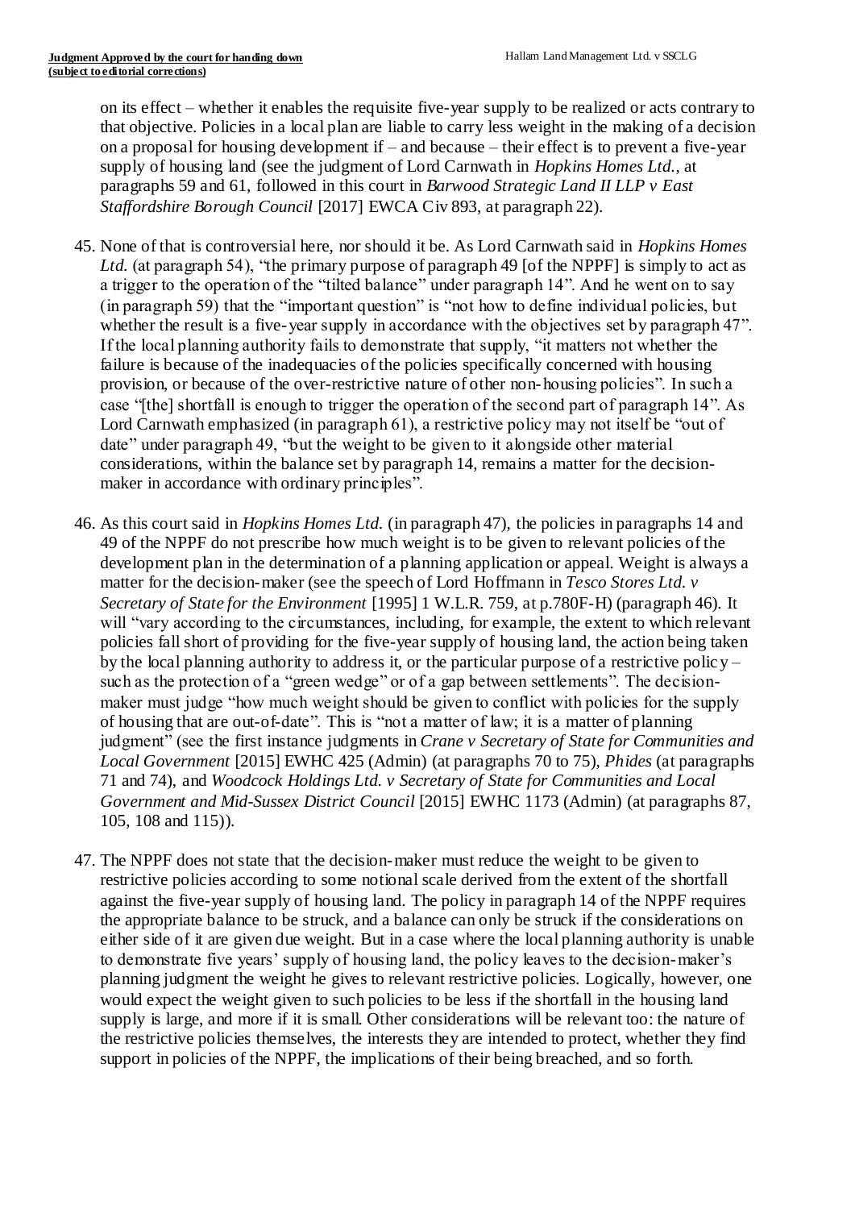on its effect – whether it enables the requisite five-year supply to be realized or acts contrary to that objective. Policies in a local plan are liable to carry less weight in the making of a decision on a proposal for housing development if – and because – their effect is to prevent a five-year supply of housing land (see the judgment of Lord Carnwath in *Hopkins Homes Ltd.*, at paragraphs 59 and 61, followed in this court in *Barwood Strategic Land II LLP v East Staffordshire Borough Council* [2017] EWCA Civ 893, at paragraph 22).

45. None of that is controversial here, nor should it be. As Lord Carnwath said in *Hopkins Homes Ltd.* (at paragraph 54), "the primary purpose of paragraph 49 [of the NPPF] is simply to act as a trigger to the operation of the "tilted balance" under paragraph 14". And he went on to say (in paragraph 59) that the "important question" is "not how to define individual policies, but whether the result is a five-year supply in accordance with the objectives set by paragraph 47". If the local planning authority fails to demonstrate that supply, "it matters not whether the failure is because of the inadequacies of the policies specifically concerned with housing provision, or because of the over-restrictive nature of other non-housing policies". In such a case "[the] shortfall is enough to trigger the operation of the second part of paragraph 14". As Lord Carnwath emphasized (in paragraph 61), a restrictive policy may not itself be "out of date" under paragraph 49, "but the weight to be given to it alongside other material considerations, within the balance set by paragraph 14, remains a matter for the decision-maker in accordance with ordinary principles".

46. As this court said in *Hopkins Homes Ltd.* (in paragraph 47), the policies in paragraphs 14 and 49 of the NPPF do not prescribe how much weight is to be given to relevant policies of the development plan in the determination of a planning application or appeal. Weight is always a matter for the decision-maker (see the speech of Lord Hoffmann in *Tesco Stores Ltd. v Secretary of State for the Environment* [1995] 1 W.L.R. 759, at p.780F-H) (paragraph 46). It will "vary according to the circumstances, including, for example, the extent to which relevant policies fall short of providing for the five-year supply of housing land, the action being taken by the local planning authority to address it, or the particular purpose of a restrictive policy – such as the protection of a "green wedge" or of a gap between settlements". The decision-maker must judge "how much weight should be given to conflict with policies for the supply of housing that are out-of-date". This is "not a matter of law; it is a matter of planning judgment" (see the first instance judgments in *Crane v Secretary of State for Communities and Local Government* [2015] EWHC 425 (Admin) (at paragraphs 70 to 75), *Phides* (at paragraphs 71 and 74), and *Woodcock Holdings Ltd. v Secretary of State for Communities and Local Government and Mid-Sussex District Council* [2015] EWHC 1173 (Admin) (at paragraphs 87, 105, 108 and 115)).

47. The NPPF does not state that the decision-maker must reduce the weight to be given to restrictive policies according to some notional scale derived from the extent of the shortfall against the five-year supply of housing land. The policy in paragraph 14 of the NPPF requires the appropriate balance to be struck, and a balance can only be struck if the considerations on either side of it are given due weight. But in a case where the local planning authority is unable to demonstrate five years' supply of housing land, the policy leaves to the decision-maker's planning judgment the weight he gives to relevant restrictive policies. Logically, however, one would expect the weight given to such policies to be less if the shortfall in the housing land supply is large, and more if it is small. Other considerations will be relevant too: the nature of the restrictive policies themselves, the interests they are intended to protect, whether they find support in policies of the NPPF, the implications of their being breached, and so forth.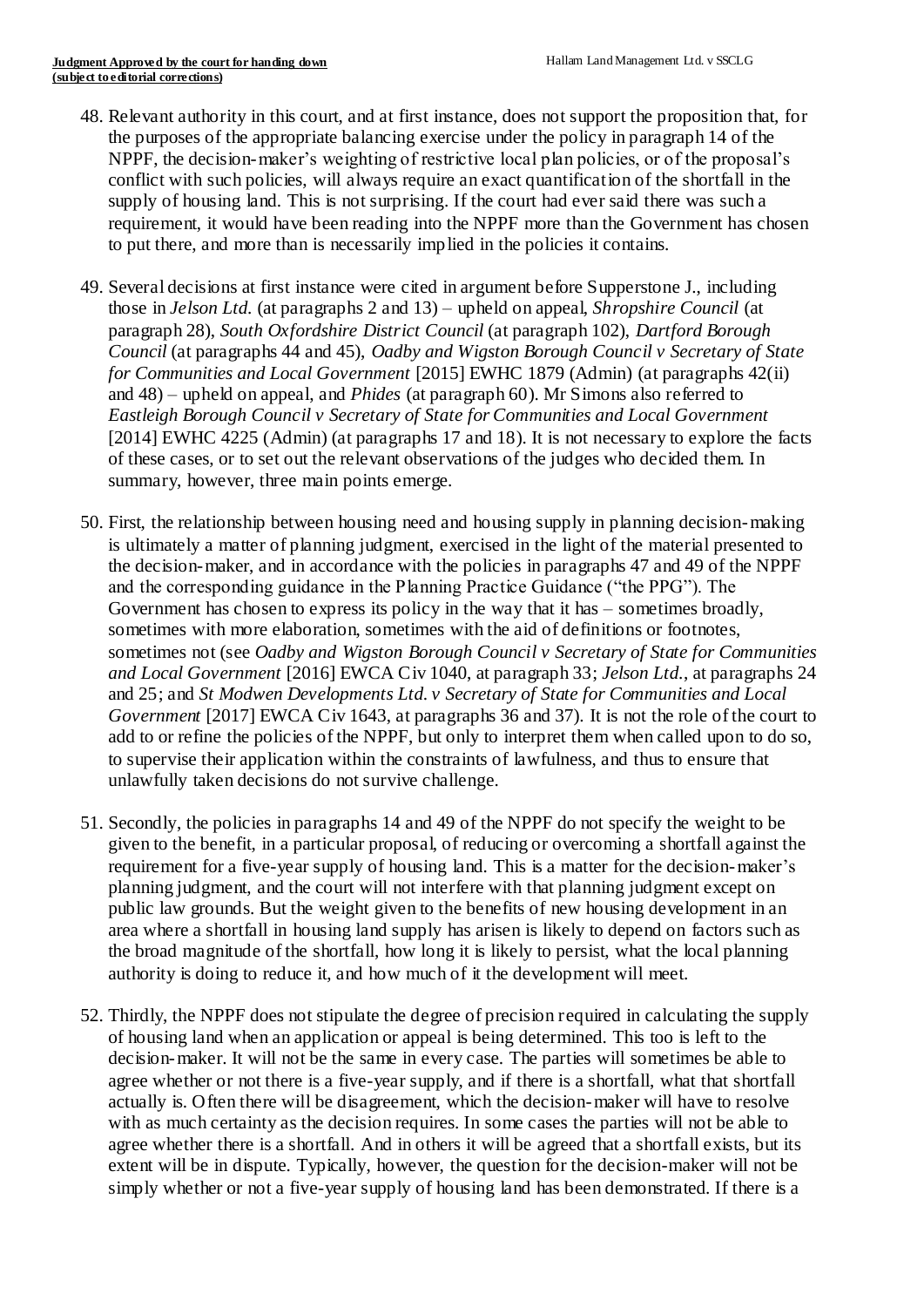48. Relevant authority in this court, and at first instance, does not support the proposition that, for the purposes of the appropriate balancing exercise under the policy in paragraph 14 of the NPPF, the decision-maker's weighting of restrictive local plan policies, or of the proposal's conflict with such policies, will always require an exact quantification of the shortfall in the supply of housing land. This is not surprising. If the court had ever said there was such a requirement, it would have been reading into the NPPF more than the Government has chosen to put there, and more than is necessarily implied in the policies it contains.

49. Several decisions at first instance were cited in argument before Supperstone J., including those in *Jelson Ltd.* (at paragraphs 2 and 13) – upheld on appeal, *Shropshire Council* (at paragraph 28), *South Oxfordshire District Council* (at paragraph 102), *Dartford Borough Council* (at paragraphs 44 and 45), *Oadby and Wigston Borough Council v Secretary of State for Communities and Local Government* [2015] EWHC 1879 (Admin) (at paragraphs 42(ii) and 48) – upheld on appeal, and *Phides* (at paragraph 60). Mr Simons also referred to *Eastleigh Borough Council v Secretary of State for Communities and Local Government* [2014] EWHC 4225 (Admin) (at paragraphs 17 and 18). It is not necessary to explore the facts of these cases, or to set out the relevant observations of the judges who decided them. In summary, however, three main points emerge.

50. First, the relationship between housing need and housing supply in planning decision-making is ultimately a matter of planning judgment, exercised in the light of the material presented to the decision-maker, and in accordance with the policies in paragraphs 47 and 49 of the NPPF and the corresponding guidance in the Planning Practice Guidance ("the PPG"). The Government has chosen to express its policy in the way that it has – sometimes broadly, sometimes with more elaboration, sometimes with the aid of definitions or footnotes, sometimes not (see *Oadby and Wigston Borough Council v Secretary of State for Communities and Local Government* [2016] EWCA Civ 1040, at paragraph 33; *Jelson Ltd.*, at paragraphs 24 and 25; and *St Modwen Developments Ltd. v Secretary of State for Communities and Local Government* [2017] EWCA Civ 1643, at paragraphs 36 and 37). It is not the role of the court to add to or refine the policies of the NPPF, but only to interpret them when called upon to do so, to supervise their application within the constraints of lawfulness, and thus to ensure that unlawfully taken decisions do not survive challenge.

51. Secondly, the policies in paragraphs 14 and 49 of the NPPF do not specify the weight to be given to the benefit, in a particular proposal, of reducing or overcoming a shortfall against the requirement for a five-year supply of housing land. This is a matter for the decision-maker's planning judgment, and the court will not interfere with that planning judgment except on public law grounds. But the weight given to the benefits of new housing development in an area where a shortfall in housing land supply has arisen is likely to depend on factors such as the broad magnitude of the shortfall, how long it is likely to persist, what the local planning authority is doing to reduce it, and how much of it the development will meet.

52. Thirdly, the NPPF does not stipulate the degree of precision required in calculating the supply of housing land when an application or appeal is being determined. This too is left to the decision-maker. It will not be the same in every case. The parties will sometimes be able to agree whether or not there is a five-year supply, and if there is a shortfall, what that shortfall actually is. Often there will be disagreement, which the decision-maker will have to resolve with as much certainty as the decision requires. In some cases the parties will not be able to agree whether there is a shortfall. And in others it will be agreed that a shortfall exists, but its extent will be in dispute. Typically, however, the question for the decision-maker will not be simply whether or not a five-year supply of housing land has been demonstrated. If there is a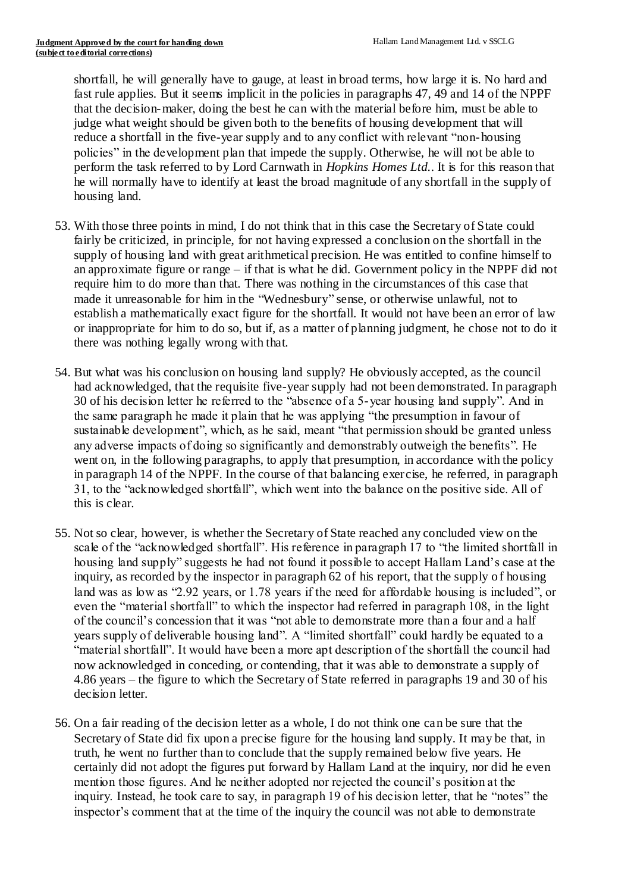shortfall, he will generally have to gauge, at least in broad terms, how large it is. No hard and fast rule applies. But it seems implicit in the policies in paragraphs 47, 49 and 14 of the NPPF that the decision-maker, doing the best he can with the material before him, must be able to judge what weight should be given both to the benefits of housing development that will reduce a shortfall in the five-year supply and to any conflict with relevant "non-housing policies" in the development plan that impede the supply. Otherwise, he will not be able to perform the task referred to by Lord Carnwath in *Hopkins Homes Ltd.*. It is for this reason that he will normally have to identify at least the broad magnitude of any shortfall in the supply of housing land.

53. With those three points in mind, I do not think that in this case the Secretary of State could fairly be criticized, in principle, for not having expressed a conclusion on the shortfall in the supply of housing land with great arithmetical precision. He was entitled to confine himself to an approximate figure or range – if that is what he did. Government policy in the NPPF did not require him to do more than that. There was nothing in the circumstances of this case that made it unreasonable for him in the "Wednesbury" sense, or otherwise unlawful, not to establish a mathematically exact figure for the shortfall. It would not have been an error of law or inappropriate for him to do so, but if, as a matter of planning judgment, he chose not to do it there was nothing legally wrong with that.

54. But what was his conclusion on housing land supply? He obviously accepted, as the council had acknowledged, that the requisite five-year supply had not been demonstrated. In paragraph 30 of his decision letter he referred to the "absence of a 5-year housing land supply". And in the same paragraph he made it plain that he was applying "the presumption in favour of sustainable development", which, as he said, meant "that permission should be granted unless any adverse impacts of doing so significantly and demonstrably outweigh the benefits". He went on, in the following paragraphs, to apply that presumption, in accordance with the policy in paragraph 14 of the NPPF. In the course of that balancing exercise, he referred, in paragraph 31, to the "acknowledged shortfall", which went into the balance on the positive side. All of this is clear.

55. Not so clear, however, is whether the Secretary of State reached any concluded view on the scale of the "acknowledged shortfall". His reference in paragraph 17 to "the limited shortfall in housing land supply" suggests he had not found it possible to accept Hallam Land's case at the inquiry, as recorded by the inspector in paragraph 62 of his report, that the supply of housing land was as low as "2.92 years, or 1.78 years if the need for affordable housing is included", or even the "material shortfall" to which the inspector had referred in paragraph 108, in the light of the council's concession that it was "not able to demonstrate more than a four and a half years supply of deliverable housing land". A "limited shortfall" could hardly be equated to a "material shortfall". It would have been a more apt description of the shortfall the council had now acknowledged in conceding, or contending, that it was able to demonstrate a supply of 4.86 years – the figure to which the Secretary of State referred in paragraphs 19 and 30 of his decision letter.

56. On a fair reading of the decision letter as a whole, I do not think one can be sure that the Secretary of State did fix upon a precise figure for the housing land supply. It may be that, in truth, he went no further than to conclude that the supply remained below five years. He certainly did not adopt the figures put forward by Hallam Land at the inquiry, nor did he even mention those figures. And he neither adopted nor rejected the council's position at the inquiry. Instead, he took care to say, in paragraph 19 of his decision letter, that he "notes" the inspector's comment that at the time of the inquiry the council was not able to demonstrate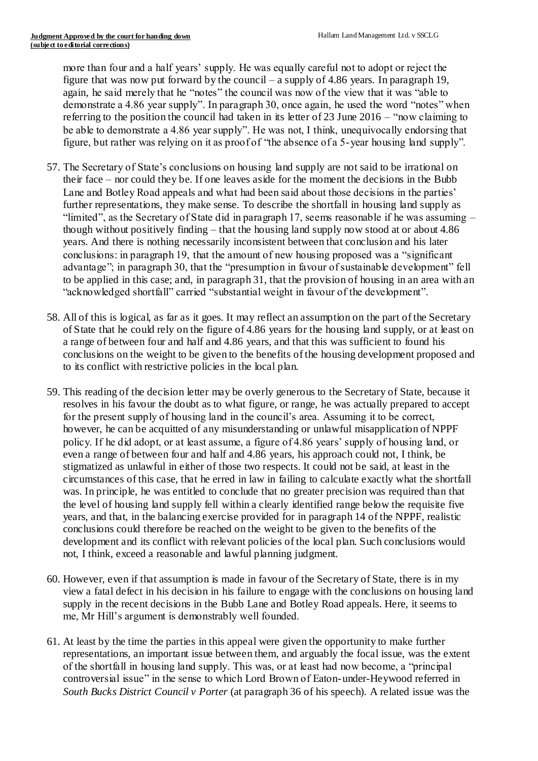more than four and a half years' supply. He was equally careful not to adopt or reject the figure that was now put forward by the council – a supply of 4.86 years. In paragraph 19, again, he said merely that he "notes" the council was now of the view that it was "able to demonstrate a 4.86 year supply". In paragraph 30, once again, he used the word "notes" when referring to the position the council had taken in its letter of 23 June 2016 – "now claiming to be able to demonstrate a 4.86 year supply". He was not, I think, unequivocally endorsing that figure, but rather was relying on it as proof of "the absence of a 5-year housing land supply".

57. The Secretary of State's conclusions on housing land supply are not said to be irrational on their face – nor could they be. If one leaves aside for the moment the decisions in the Bubb Lane and Botley Road appeals and what had been said about those decisions in the parties' further representations, they make sense. To describe the shortfall in housing land supply as "limited", as the Secretary of State did in paragraph 17, seems reasonable if he was assuming – though without positively finding – that the housing land supply now stood at or about 4.86 years. And there is nothing necessarily inconsistent between that conclusion and his later conclusions: in paragraph 19, that the amount of new housing proposed was a "significant advantage"; in paragraph 30, that the "presumption in favour of sustainable development" fell to be applied in this case; and, in paragraph 31, that the provision of housing in an area with an "acknowledged shortfall" carried "substantial weight in favour of the development".

58. All of this is logical, as far as it goes. It may reflect an assumption on the part of the Secretary of State that he could rely on the figure of 4.86 years for the housing land supply, or at least on a range of between four and half and 4.86 years, and that this was sufficient to found his conclusions on the weight to be given to the benefits of the housing development proposed and to its conflict with restrictive policies in the local plan.

59. This reading of the decision letter may be overly generous to the Secretary of State, because it resolves in his favour the doubt as to what figure, or range, he was actually prepared to accept for the present supply of housing land in the council's area. Assuming it to be correct, however, he can be acquitted of any misunderstanding or unlawful misapplication of NPPF policy. If he did adopt, or at least assume, a figure of 4.86 years' supply of housing land, or even a range of between four and half and 4.86 years, his approach could not, I think, be stigmatized as unlawful in either of those two respects. It could not be said, at least in the circumstances of this case, that he erred in law in failing to calculate exactly what the shortfall was. In principle, he was entitled to conclude that no greater precision was required than that the level of housing land supply fell within a clearly identified range below the requisite five years, and that, in the balancing exercise provided for in paragraph 14 of the NPPF, realistic conclusions could therefore be reached on the weight to be given to the benefits of the development and its conflict with relevant policies of the local plan. Such conclusions would not, I think, exceed a reasonable and lawful planning judgment.

60. However, even if that assumption is made in favour of the Secretary of State, there is in my view a fatal defect in his decision in his failure to engage with the conclusions on housing land supply in the recent decisions in the Bubb Lane and Botley Road appeals. Here, it seems to me, Mr Hill's argument is demonstrably well founded.

61. At least by the time the parties in this appeal were given the opportunity to make further representations, an important issue between them, and arguably the focal issue, was the extent of the shortfall in housing land supply. This was, or at least had now become, a "principal controversial issue" in the sense to which Lord Brown of Eaton-under-Heywood referred in *South Bucks District Council v Porter* (at paragraph 36 of his speech). A related issue was the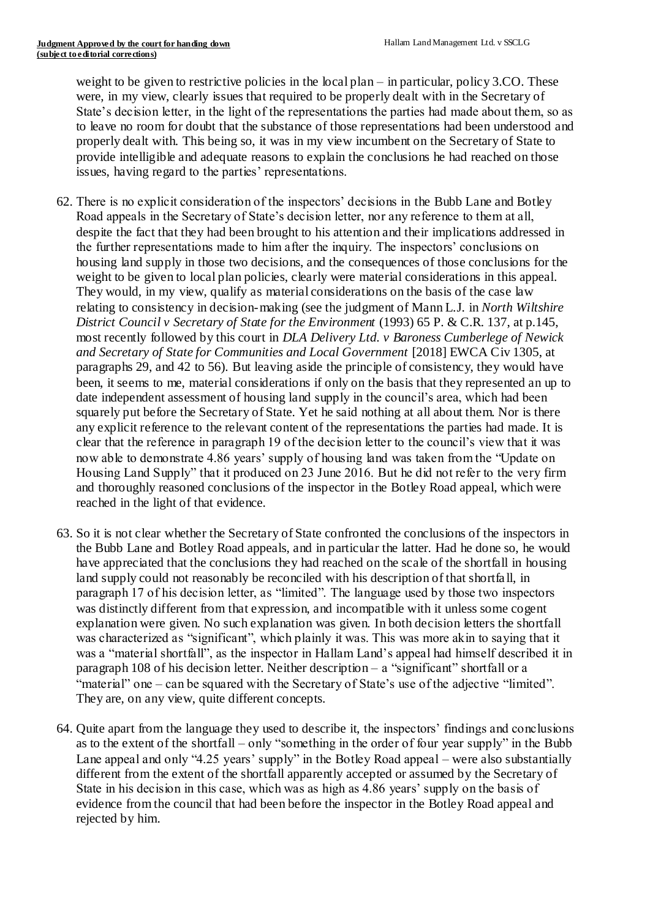weight to be given to restrictive policies in the local plan – in particular, policy 3.CO. These were, in my view, clearly issues that required to be properly dealt with in the Secretary of State's decision letter, in the light of the representations the parties had made about them, so as to leave no room for doubt that the substance of those representations had been understood and properly dealt with. This being so, it was in my view incumbent on the Secretary of State to provide intelligible and adequate reasons to explain the conclusions he had reached on those issues, having regard to the parties' representations.

62. There is no explicit consideration of the inspectors' decisions in the Bubb Lane and Botley Road appeals in the Secretary of State's decision letter, nor any reference to them at all, despite the fact that they had been brought to his attention and their implications addressed in the further representations made to him after the inquiry. The inspectors' conclusions on housing land supply in those two decisions, and the consequences of those conclusions for the weight to be given to local plan policies, clearly were material considerations in this appeal. They would, in my view, qualify as material considerations on the basis of the case law relating to consistency in decision-making (see the judgment of Mann L.J. in *North Wiltshire District Council v Secretary of State for the Environment* (1993) 65 P. & C.R. 137, at p.145, most recently followed by this court in *DLA Delivery Ltd. v Baroness Cumberlege of Newick and Secretary of State for Communities and Local Government* [2018] EWCA Civ 1305, at paragraphs 29, and 42 to 56). But leaving aside the principle of consistency, they would have been, it seems to me, material considerations if only on the basis that they represented an up to date independent assessment of housing land supply in the council's area, which had been squarely put before the Secretary of State. Yet he said nothing at all about them. Nor is there any explicit reference to the relevant content of the representations the parties had made. It is clear that the reference in paragraph 19 of the decision letter to the council's view that it was now able to demonstrate 4.86 years' supply of housing land was taken from the "Update on Housing Land Supply" that it produced on 23 June 2016. But he did not refer to the very firm and thoroughly reasoned conclusions of the inspector in the Botley Road appeal, which were reached in the light of that evidence.

63. So it is not clear whether the Secretary of State confronted the conclusions of the inspectors in the Bubb Lane and Botley Road appeals, and in particular the latter. Had he done so, he would have appreciated that the conclusions they had reached on the scale of the shortfall in housing land supply could not reasonably be reconciled with his description of that shortfall, in paragraph 17 of his decision letter, as "limited". The language used by those two inspectors was distinctly different from that expression, and incompatible with it unless some cogent explanation were given. No such explanation was given. In both decision letters the shortfall was characterized as "significant", which plainly it was. This was more akin to saying that it was a "material shortfall", as the inspector in Hallam Land's appeal had himself described it in paragraph 108 of his decision letter. Neither description – a "significant" shortfall or a "material" one – can be squared with the Secretary of State's use of the adjective "limited". They are, on any view, quite different concepts.

64. Quite apart from the language they used to describe it, the inspectors' findings and conclusions as to the extent of the shortfall – only "something in the order of four year supply" in the Bubb Lane appeal and only "4.25 years' supply" in the Botley Road appeal – were also substantially different from the extent of the shortfall apparently accepted or assumed by the Secretary of State in his decision in this case, which was as high as 4.86 years' supply on the basis of evidence from the council that had been before the inspector in the Botley Road appeal and rejected by him.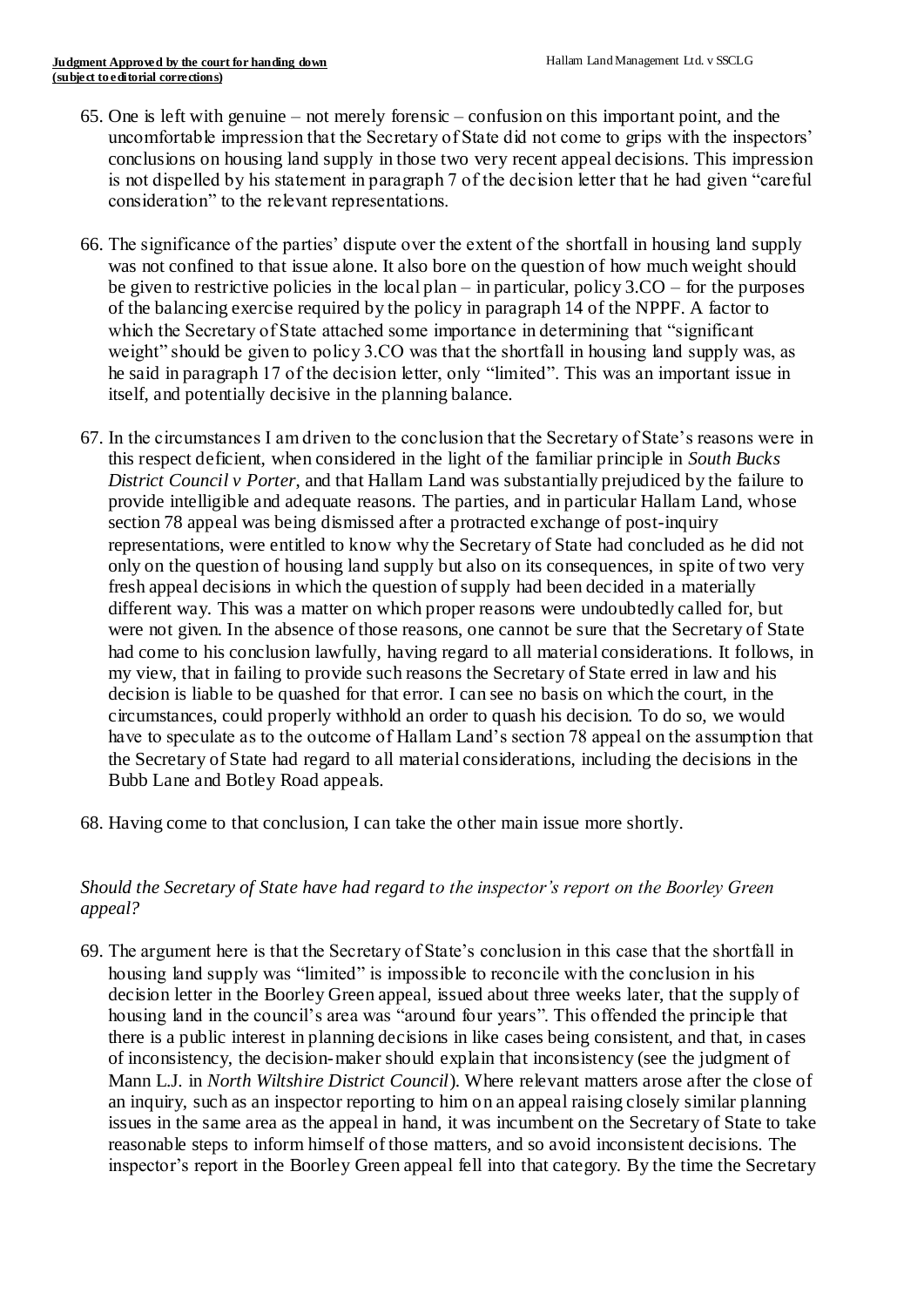65. One is left with genuine – not merely forensic – confusion on this important point, and the uncomfortable impression that the Secretary of State did not come to grips with the inspectors' conclusions on housing land supply in those two very recent appeal decisions. This impression is not dispelled by his statement in paragraph 7 of the decision letter that he had given "careful consideration" to the relevant representations.

66. The significance of the parties' dispute over the extent of the shortfall in housing land supply was not confined to that issue alone. It also bore on the question of how much weight should be given to restrictive policies in the local plan – in particular, policy 3.CO – for the purposes of the balancing exercise required by the policy in paragraph 14 of the NPPF. A factor to which the Secretary of State attached some importance in determining that "significant weight" should be given to policy 3.CO was that the shortfall in housing land supply was, as he said in paragraph 17 of the decision letter, only "limited". This was an important issue in itself, and potentially decisive in the planning balance.

67. In the circumstances I am driven to the conclusion that the Secretary of State's reasons were in this respect deficient, when considered in the light of the familiar principle in *South Bucks District Council v Porter*, and that Hallam Land was substantially prejudiced by the failure to provide intelligible and adequate reasons. The parties, and in particular Hallam Land, whose section 78 appeal was being dismissed after a protracted exchange of post-inquiry representations, were entitled to know why the Secretary of State had concluded as he did not only on the question of housing land supply but also on its consequences, in spite of two very fresh appeal decisions in which the question of supply had been decided in a materially different way. This was a matter on which proper reasons were undoubtedly called for, but were not given. In the absence of those reasons, one cannot be sure that the Secretary of State had come to his conclusion lawfully, having regard to all material considerations. It follows, in my view, that in failing to provide such reasons the Secretary of State erred in law and his decision is liable to be quashed for that error. I can see no basis on which the court, in the circumstances, could properly withhold an order to quash his decision. To do so, we would have to speculate as to the outcome of Hallam Land's section 78 appeal on the assumption that the Secretary of State had regard to all material considerations, including the decisions in the Bubb Lane and Botley Road appeals.

68. Having come to that conclusion, I can take the other main issue more shortly.

*Should the Secretary of State have had regard to the inspector's report on the Boorley Green appeal?*

69. The argument here is that the Secretary of State's conclusion in this case that the shortfall in housing land supply was "limited" is impossible to reconcile with the conclusion in his decision letter in the Boorley Green appeal, issued about three weeks later, that the supply of housing land in the council's area was "around four years". This offended the principle that there is a public interest in planning decisions in like cases being consistent, and that, in cases of inconsistency, the decision-maker should explain that inconsistency (see the judgment of Mann L.J. in *North Wiltshire District Council*). Where relevant matters arose after the close of an inquiry, such as an inspector reporting to him on an appeal raising closely similar planning issues in the same area as the appeal in hand, it was incumbent on the Secretary of State to take reasonable steps to inform himself of those matters, and so avoid inconsistent decisions. The inspector's report in the Boorley Green appeal fell into that category. By the time the Secretary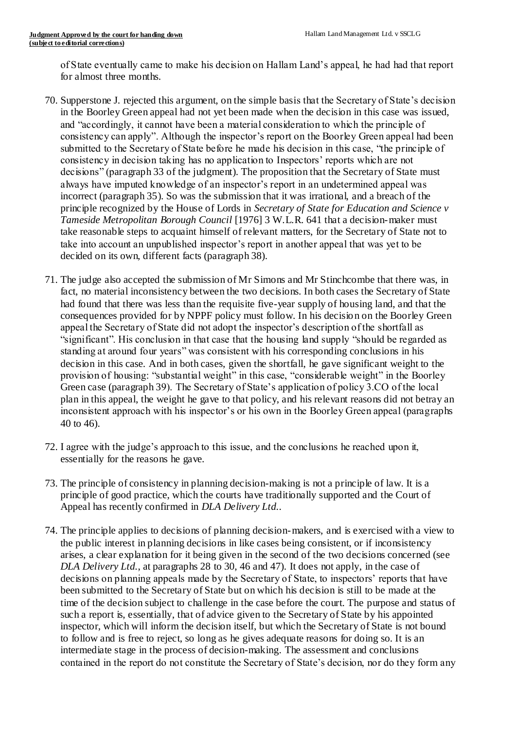of State eventually came to make his decision on Hallam Land's appeal, he had had that report for almost three months.

70. Supperstone J. rejected this argument, on the simple basis that the Secretary of State's decision in the Boorley Green appeal had not yet been made when the decision in this case was issued, and "accordingly, it cannot have been a material consideration to which the principle of consistency can apply". Although the inspector's report on the Boorley Green appeal had been submitted to the Secretary of State before he made his decision in this case, "the principle of consistency in decision taking has no application to Inspectors' reports which are not decisions" (paragraph 33 of the judgment). The proposition that the Secretary of State must always have imputed knowledge of an inspector's report in an undetermined appeal was incorrect (paragraph 35). So was the submission that it was irrational, and a breach of the principle recognized by the House of Lords in *Secretary of State for Education and Science v Tameside Metropolitan Borough Council* [1976] 3 W.L.R. 641 that a decision-maker must take reasonable steps to acquaint himself of relevant matters, for the Secretary of State not to take into account an unpublished inspector's report in another appeal that was yet to be decided on its own, different facts (paragraph 38).

71. The judge also accepted the submission of Mr Simons and Mr Stinchcombe that there was, in fact, no material inconsistency between the two decisions. In both cases the Secretary of State had found that there was less than the requisite five-year supply of housing land, and that the consequences provided for by NPPF policy must follow. In his decision on the Boorley Green appeal the Secretary of State did not adopt the inspector's description of the shortfall as "significant". His conclusion in that case that the housing land supply "should be regarded as standing at around four years" was consistent with his corresponding conclusions in his decision in this case. And in both cases, given the shortfall, he gave significant weight to the provision of housing: "substantial weight" in this case, "considerable weight" in the Boorley Green case (paragraph 39). The Secretary of State's application of policy 3.CO of the local plan in this appeal, the weight he gave to that policy, and his relevant reasons did not betray an inconsistent approach with his inspector's or his own in the Boorley Green appeal (paragraphs 40 to 46).

72. I agree with the judge's approach to this issue, and the conclusions he reached upon it, essentially for the reasons he gave.

73. The principle of consistency in planning decision-making is not a principle of law. It is a principle of good practice, which the courts have traditionally supported and the Court of Appeal has recently confirmed in *DLA Delivery Ltd.*.

74. The principle applies to decisions of planning decision-makers, and is exercised with a view to the public interest in planning decisions in like cases being consistent, or if inconsistency arises, a clear explanation for it being given in the second of the two decisions concerned (see *DLA Delivery Ltd.*, at paragraphs 28 to 30, 46 and 47). It does not apply, in the case of decisions on planning appeals made by the Secretary of State, to inspectors' reports that have been submitted to the Secretary of State but on which his decision is still to be made at the time of the decision subject to challenge in the case before the court. The purpose and status of such a report is, essentially, that of advice given to the Secretary of State by his appointed inspector, which will inform the decision itself, but which the Secretary of State is not bound to follow and is free to reject, so long as he gives adequate reasons for doing so. It is an intermediate stage in the process of decision-making. The assessment and conclusions contained in the report do not constitute the Secretary of State's decision, nor do they form any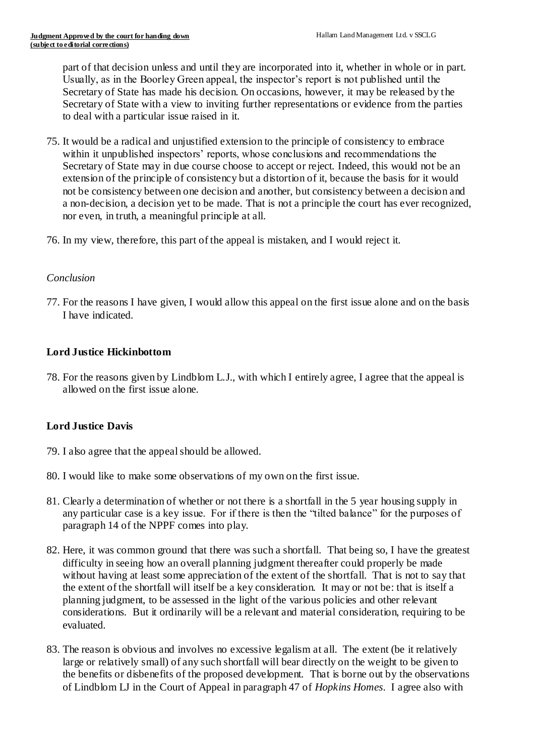part of that decision unless and until they are incorporated into it, whether in whole or in part. Usually, as in the Boorley Green appeal, the inspector's report is not published until the Secretary of State has made his decision. On occasions, however, it may be released by the Secretary of State with a view to inviting further representations or evidence from the parties to deal with a particular issue raised in it.

75. It would be a radical and unjustified extension to the principle of consistency to embrace within it unpublished inspectors' reports, whose conclusions and recommendations the Secretary of State may in due course choose to accept or reject. Indeed, this would not be an extension of the principle of consistency but a distortion of it, because the basis for it would not be consistency between one decision and another, but consistency between a decision and a non-decision, a decision yet to be made. That is not a principle the court has ever recognized, nor even, in truth, a meaningful principle at all.

76. In my view, therefore, this part of the appeal is mistaken, and I would reject it.

*Conclusion*

77. For the reasons I have given, I would allow this appeal on the first issue alone and on the basis I have indicated.

**Lord Justice Hickinbottom**

78. For the reasons given by Lindblom L.J., with which I entirely agree, I agree that the appeal is allowed on the first issue alone.

**Lord Justice Davis**

79. I also agree that the appeal should be allowed.

80. I would like to make some observations of my own on the first issue.

81. Clearly a determination of whether or not there is a shortfall in the 5 year housing supply in any particular case is a key issue. For if there is then the "tilted balance" for the purposes of paragraph 14 of the NPPF comes into play.

82. Here, it was common ground that there was such a shortfall. That being so, I have the greatest difficulty in seeing how an overall planning judgment thereafter could properly be made without having at least some appreciation of the extent of the shortfall. That is not to say that the extent of the shortfall will itself be a key consideration. It may or not be: that is itself a planning judgment, to be assessed in the light of the various policies and other relevant considerations. But it ordinarily will be a relevant and material consideration, requiring to be evaluated.

83. The reason is obvious and involves no excessive legalism at all. The extent (be it relatively large or relatively small) of any such shortfall will bear directly on the weight to be given to the benefits or disbenefits of the proposed development. That is borne out by the observations of Lindblom LJ in the Court of Appeal in paragraph 47 of *Hopkins Homes*. I agree also with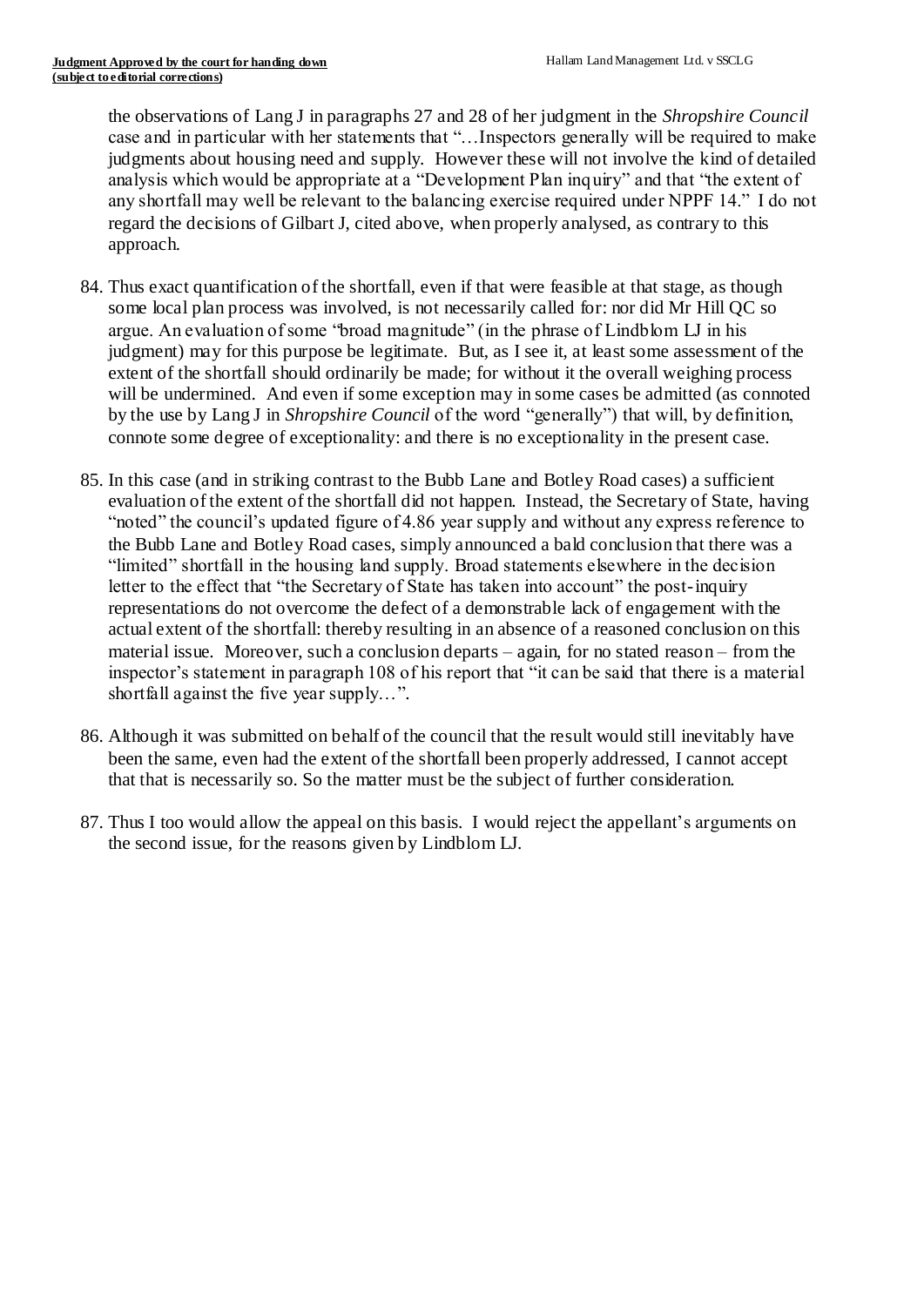the observations of Lang J in paragraphs 27 and 28 of her judgment in the *Shropshire Council* case and in particular with her statements that "…Inspectors generally will be required to make judgments about housing need and supply. However these will not involve the kind of detailed analysis which would be appropriate at a "Development Plan inquiry" and that "the extent of any shortfall may well be relevant to the balancing exercise required under NPPF 14." I do not regard the decisions of Gilbart J, cited above, when properly analysed, as contrary to this approach.

84. Thus exact quantification of the shortfall, even if that were feasible at that stage, as though some local plan process was involved, is not necessarily called for: nor did Mr Hill QC so argue. An evaluation of some "broad magnitude" (in the phrase of Lindblom LJ in his judgment) may for this purpose be legitimate. But, as I see it, at least some assessment of the extent of the shortfall should ordinarily be made; for without it the overall weighing process will be undermined. And even if some exception may in some cases be admitted (as connoted by the use by Lang J in *Shropshire Council* of the word "generally") that will, by definition, connote some degree of exceptionality: and there is no exceptionality in the present case.

85. In this case (and in striking contrast to the Bubb Lane and Botley Road cases) a sufficient evaluation of the extent of the shortfall did not happen. Instead, the Secretary of State, having "noted" the council's updated figure of 4.86 year supply and without any express reference to the Bubb Lane and Botley Road cases, simply announced a bald conclusion that there was a "limited" shortfall in the housing land supply. Broad statements elsewhere in the decision letter to the effect that "the Secretary of State has taken into account" the post-inquiry representations do not overcome the defect of a demonstrable lack of engagement with the actual extent of the shortfall: thereby resulting in an absence of a reasoned conclusion on this material issue. Moreover, such a conclusion departs – again, for no stated reason – from the inspector's statement in paragraph 108 of his report that "it can be said that there is a material shortfall against the five year supply…".

86. Although it was submitted on behalf of the council that the result would still inevitably have been the same, even had the extent of the shortfall been properly addressed, I cannot accept that that is necessarily so. So the matter must be the subject of further consideration.

87. Thus I too would allow the appeal on this basis. I would reject the appellant's arguments on the second issue, for the reasons given by Lindblom LJ.